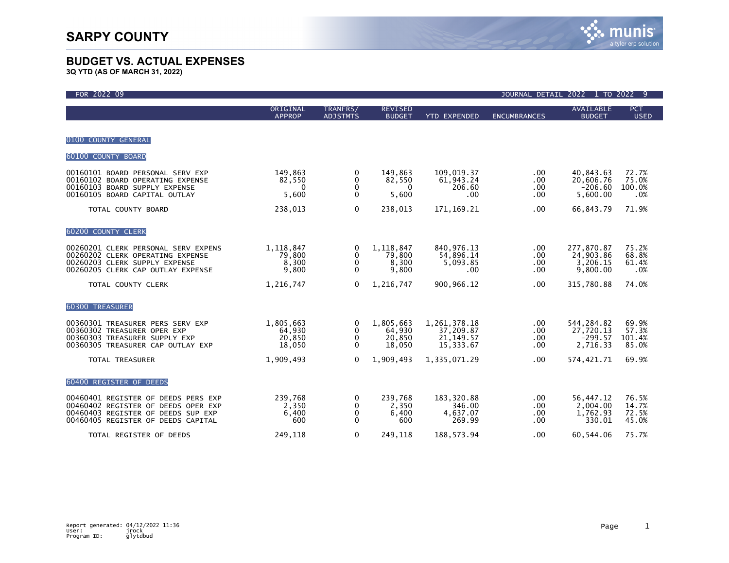# SARPY COUNTY

## BUDGET VS. ACTUAL EXPENSES

**3Q YTD (AS OF MARCH 31, 2022)**

FOR 2022 09 — JOURNAL DETAIL 2022 1 TO 2022 9

| | ORIGINAL APPROP | TRANFRS/ ADJSTMTS | REVISED BUDGET | YTD EXPENDED | ENCUMBRANCES | AVAILABLE BUDGET | PCT USED |
|---|---|---|---|---|---|---|---|
| **0100 COUNTY GENERAL** | | | | | | | |
| **60100 COUNTY BOARD** | | | | | | | |
| 00160101 BOARD PERSONAL SERV EXP | 149,863 | 0 | 149,863 | 109,019.37 | .00 | 40,843.63 | 72.7% |
| 00160102 BOARD OPERATING EXPENSE | 82,550 | 0 | 82,550 | 61,943.24 | .00 | 20,606.76 | 75.0% |
| 00160103 BOARD SUPPLY EXPENSE | 0 | 0 | 0 | 206.60 | .00 | -206.60 | 100.0% |
| 00160105 BOARD CAPITAL OUTLAY | 5,600 | 0 | 5,600 | .00 | .00 | 5,600.00 | .0% |
| TOTAL COUNTY BOARD | 238,013 | 0 | 238,013 | 171,169.21 | .00 | 66,843.79 | 71.9% |
| **60200 COUNTY CLERK** | | | | | | | |
| 00260201 CLERK PERSONAL SERV EXPENS | 1,118,847 | 0 | 1,118,847 | 840,976.13 | .00 | 277,870.87 | 75.2% |
| 00260202 CLERK OPERATING EXPENSE | 79,800 | 0 | 79,800 | 54,896.14 | .00 | 24,903.86 | 68.8% |
| 00260203 CLERK SUPPLY EXPENSE | 8,300 | 0 | 8,300 | 5,093.85 | .00 | 3,206.15 | 61.4% |
| 00260205 CLERK CAP OUTLAY EXPENSE | 9,800 | 0 | 9,800 | .00 | .00 | 9,800.00 | .0% |
| TOTAL COUNTY CLERK | 1,216,747 | 0 | 1,216,747 | 900,966.12 | .00 | 315,780.88 | 74.0% |
| **60300 TREASURER** | | | | | | | |
| 00360301 TREASURER PERS SERV EXP | 1,805,663 | 0 | 1,805,663 | 1,261,378.18 | .00 | 544,284.82 | 69.9% |
| 00360302 TREASURER OPER EXP | 64,930 | 0 | 64,930 | 37,209.87 | .00 | 27,720.13 | 57.3% |
| 00360303 TREASURER SUPPLY EXP | 20,850 | 0 | 20,850 | 21,149.57 | .00 | -299.57 | 101.4% |
| 00360305 TREASURER CAP OUTLAY EXP | 18,050 | 0 | 18,050 | 15,333.67 | .00 | 2,716.33 | 85.0% |
| TOTAL TREASURER | 1,909,493 | 0 | 1,909,493 | 1,335,071.29 | .00 | 574,421.71 | 69.9% |
| **60400 REGISTER OF DEEDS** | | | | | | | |
| 00460401 REGISTER OF DEEDS PERS EXP | 239,768 | 0 | 239,768 | 183,320.88 | .00 | 56,447.12 | 76.5% |
| 00460402 REGISTER OF DEEDS OPER EXP | 2,350 | 0 | 2,350 | 346.00 | .00 | 2,004.00 | 14.7% |
| 00460403 REGISTER OF DEEDS SUP EXP | 6,400 | 0 | 6,400 | 4,637.07 | .00 | 1,762.93 | 72.5% |
| 00460405 REGISTER OF DEEDS CAPITAL | 600 | 0 | 600 | 269.99 | .00 | 330.01 | 45.0% |
| TOTAL REGISTER OF DEEDS | 249,118 | 0 | 249,118 | 188,573.94 | .00 | 60,544.06 | 75.7% |

Report generated: 04/12/2022 11:36
User: jrock
Program ID: glytdbud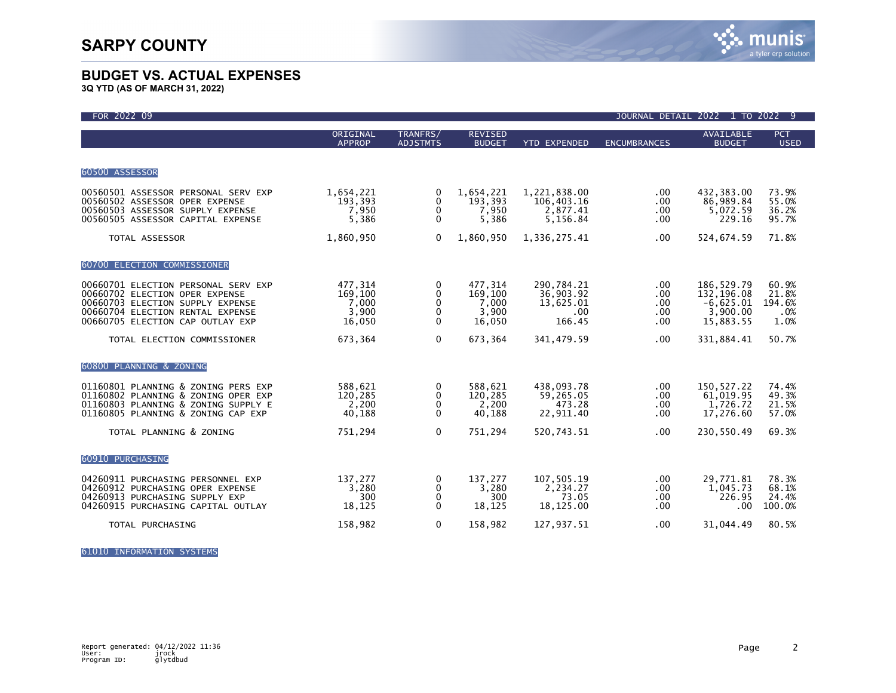# SARPY COUNTY

## BUDGET VS. ACTUAL EXPENSES

**3Q YTD (AS OF MARCH 31, 2022)**

FOR 2022 09 — JOURNAL DETAIL 2022 1 TO 2022 9

| | ORIGINAL APPROP | TRANFRS/ ADJSTMTS | REVISED BUDGET | YTD EXPENDED | ENCUMBRANCES | AVAILABLE BUDGET | PCT USED |
|---|---|---|---|---|---|---|---|
| **60500 ASSESSOR** | | | | | | | |
| 00560501 ASSESSOR PERSONAL SERV EXP | 1,654,221 | 0 | 1,654,221 | 1,221,838.00 | .00 | 432,383.00 | 73.9% |
| 00560502 ASSESSOR OPER EXPENSE | 193,393 | 0 | 193,393 | 106,403.16 | .00 | 86,989.84 | 55.0% |
| 00560503 ASSESSOR SUPPLY EXPENSE | 7,950 | 0 | 7,950 | 2,877.41 | .00 | 5,072.59 | 36.2% |
| 00560505 ASSESSOR CAPITAL EXPENSE | 5,386 | 0 | 5,386 | 5,156.84 | .00 | 229.16 | 95.7% |
| TOTAL ASSESSOR | 1,860,950 | 0 | 1,860,950 | 1,336,275.41 | .00 | 524,674.59 | 71.8% |
| **60700 ELECTION COMMISSIONER** | | | | | | | |
| 00660701 ELECTION PERSONAL SERV EXP | 477,314 | 0 | 477,314 | 290,784.21 | .00 | 186,529.79 | 60.9% |
| 00660702 ELECTION OPER EXPENSE | 169,100 | 0 | 169,100 | 36,903.92 | .00 | 132,196.08 | 21.8% |
| 00660703 ELECTION SUPPLY EXPENSE | 7,000 | 0 | 7,000 | 13,625.01 | .00 | -6,625.01 | 194.6% |
| 00660704 ELECTION RENTAL EXPENSE | 3,900 | 0 | 3,900 | .00 | .00 | 3,900.00 | .0% |
| 00660705 ELECTION CAP OUTLAY EXP | 16,050 | 0 | 16,050 | 166.45 | .00 | 15,883.55 | 1.0% |
| TOTAL ELECTION COMMISSIONER | 673,364 | 0 | 673,364 | 341,479.59 | .00 | 331,884.41 | 50.7% |
| **60800 PLANNING & ZONING** | | | | | | | |
| 01160801 PLANNING & ZONING PERS EXP | 588,621 | 0 | 588,621 | 438,093.78 | .00 | 150,527.22 | 74.4% |
| 01160802 PLANNING & ZONING OPER EXP | 120,285 | 0 | 120,285 | 59,265.05 | .00 | 61,019.95 | 49.3% |
| 01160803 PLANNING & ZONING SUPPLY E | 2,200 | 0 | 2,200 | 473.28 | .00 | 1,726.72 | 21.5% |
| 01160805 PLANNING & ZONING CAP EXP | 40,188 | 0 | 40,188 | 22,911.40 | .00 | 17,276.60 | 57.0% |
| TOTAL PLANNING & ZONING | 751,294 | 0 | 751,294 | 520,743.51 | .00 | 230,550.49 | 69.3% |
| **60910 PURCHASING** | | | | | | | |
| 04260911 PURCHASING PERSONNEL EXP | 137,277 | 0 | 137,277 | 107,505.19 | .00 | 29,771.81 | 78.3% |
| 04260912 PURCHASING OPER EXPENSE | 3,280 | 0 | 3,280 | 2,234.27 | .00 | 1,045.73 | 68.1% |
| 04260913 PURCHASING SUPPLY EXP | 300 | 0 | 300 | 73.05 | .00 | 226.95 | 24.4% |
| 04260915 PURCHASING CAPITAL OUTLAY | 18,125 | 0 | 18,125 | 18,125.00 | .00 | .00 | 100.0% |
| TOTAL PURCHASING | 158,982 | 0 | 158,982 | 127,937.51 | .00 | 31,044.49 | 80.5% |
| **61010 INFORMATION SYSTEMS** | | | | | | | |

Report generated: 04/12/2022 11:36
User: jrock
Program ID: glytdbud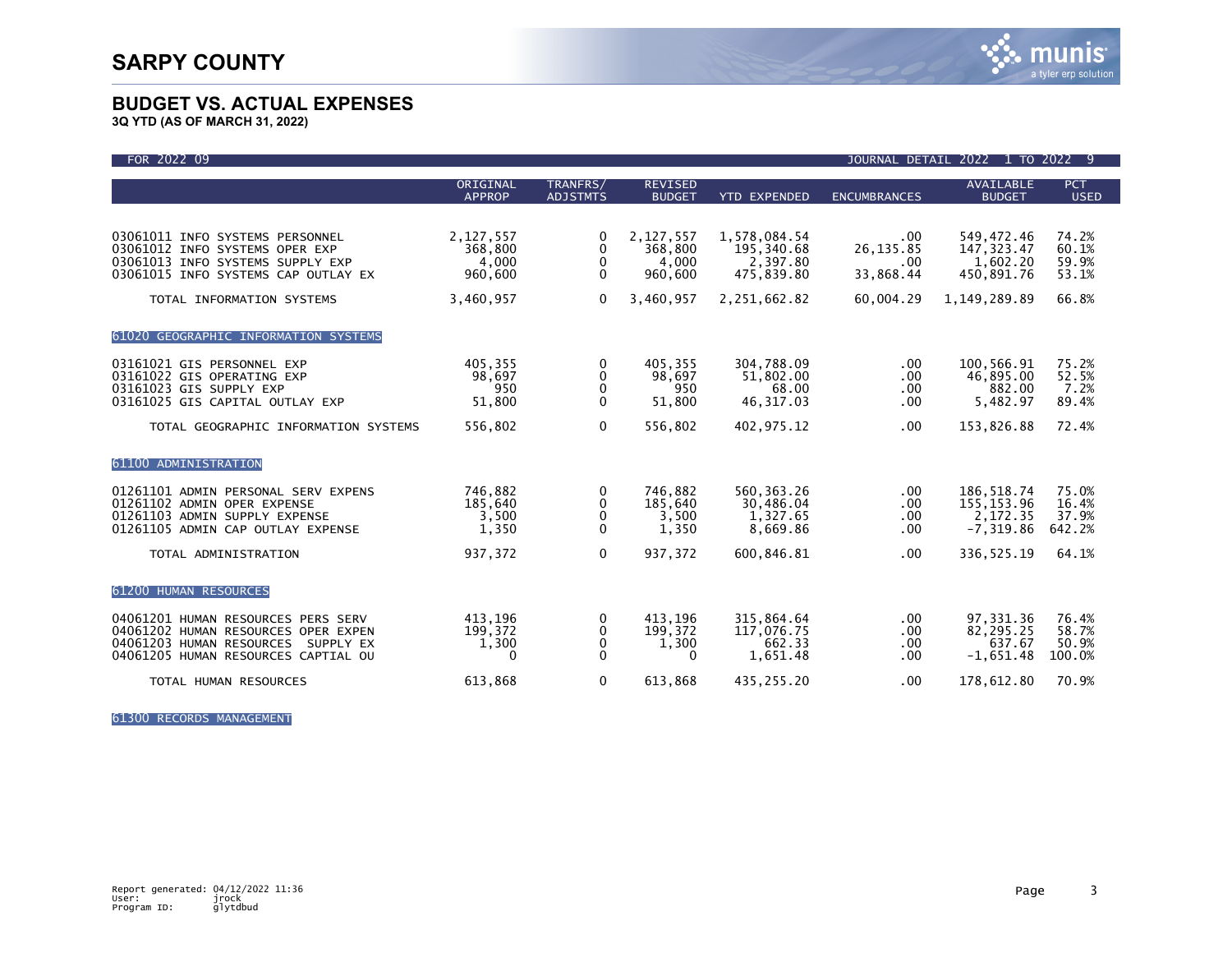# SARPY COUNTY

## BUDGET VS. ACTUAL EXPENSES

**3Q YTD (AS OF MARCH 31, 2022)**

FOR 2022 09 — JOURNAL DETAIL 2022 1 TO 2022 9

| | ORIGINAL APPROP | TRANFRS/ ADJSTMTS | REVISED BUDGET | YTD EXPENDED | ENCUMBRANCES | AVAILABLE BUDGET | PCT USED |
|---|---|---|---|---|---|---|---|
| 03061011 INFO SYSTEMS PERSONNEL | 2,127,557 | 0 | 2,127,557 | 1,578,084.54 | .00 | 549,472.46 | 74.2% |
| 03061012 INFO SYSTEMS OPER EXP | 368,800 | 0 | 368,800 | 195,340.68 | 26,135.85 | 147,323.47 | 60.1% |
| 03061013 INFO SYSTEMS SUPPLY EXP | 4,000 | 0 | 4,000 | 2,397.80 | .00 | 1,602.20 | 59.9% |
| 03061015 INFO SYSTEMS CAP OUTLAY EX | 960,600 | 0 | 960,600 | 475,839.80 | 33,868.44 | 450,891.76 | 53.1% |
| TOTAL INFORMATION SYSTEMS | 3,460,957 | 0 | 3,460,957 | 2,251,662.82 | 60,004.29 | 1,149,289.89 | 66.8% |
| **61020 GEOGRAPHIC INFORMATION SYSTEMS** | | | | | | | |
| 03161021 GIS PERSONNEL EXP | 405,355 | 0 | 405,355 | 304,788.09 | .00 | 100,566.91 | 75.2% |
| 03161022 GIS OPERATING EXP | 98,697 | 0 | 98,697 | 51,802.00 | .00 | 46,895.00 | 52.5% |
| 03161023 GIS SUPPLY EXP | 950 | 0 | 950 | 68.00 | .00 | 882.00 | 7.2% |
| 03161025 GIS CAPITAL OUTLAY EXP | 51,800 | 0 | 51,800 | 46,317.03 | .00 | 5,482.97 | 89.4% |
| TOTAL GEOGRAPHIC INFORMATION SYSTEMS | 556,802 | 0 | 556,802 | 402,975.12 | .00 | 153,826.88 | 72.4% |
| **61100 ADMINISTRATION** | | | | | | | |
| 01261101 ADMIN PERSONAL SERV EXPENS | 746,882 | 0 | 746,882 | 560,363.26 | .00 | 186,518.74 | 75.0% |
| 01261102 ADMIN OPER EXPENSE | 185,640 | 0 | 185,640 | 30,486.04 | .00 | 155,153.96 | 16.4% |
| 01261103 ADMIN SUPPLY EXPENSE | 3,500 | 0 | 3,500 | 1,327.65 | .00 | 2,172.35 | 37.9% |
| 01261105 ADMIN CAP OUTLAY EXPENSE | 1,350 | 0 | 1,350 | 8,669.86 | .00 | -7,319.86 | 642.2% |
| TOTAL ADMINISTRATION | 937,372 | 0 | 937,372 | 600,846.81 | .00 | 336,525.19 | 64.1% |
| **61200 HUMAN RESOURCES** | | | | | | | |
| 04061201 HUMAN RESOURCES PERS SERV | 413,196 | 0 | 413,196 | 315,864.64 | .00 | 97,331.36 | 76.4% |
| 04061202 HUMAN RESOURCES OPER EXPEN | 199,372 | 0 | 199,372 | 117,076.75 | .00 | 82,295.25 | 58.7% |
| 04061203 HUMAN RESOURCES SUPPLY EX | 1,300 | 0 | 1,300 | 662.33 | .00 | 637.67 | 50.9% |
| 04061205 HUMAN RESOURCES CAPTIAL OU | 0 | 0 | 0 | 1,651.48 | .00 | -1,651.48 | 100.0% |
| TOTAL HUMAN RESOURCES | 613,868 | 0 | 613,868 | 435,255.20 | .00 | 178,612.80 | 70.9% |
| **61300 RECORDS MANAGEMENT** | | | | | | | |

Report generated: 04/12/2022 11:36
User: jrock
Program ID: glytdbud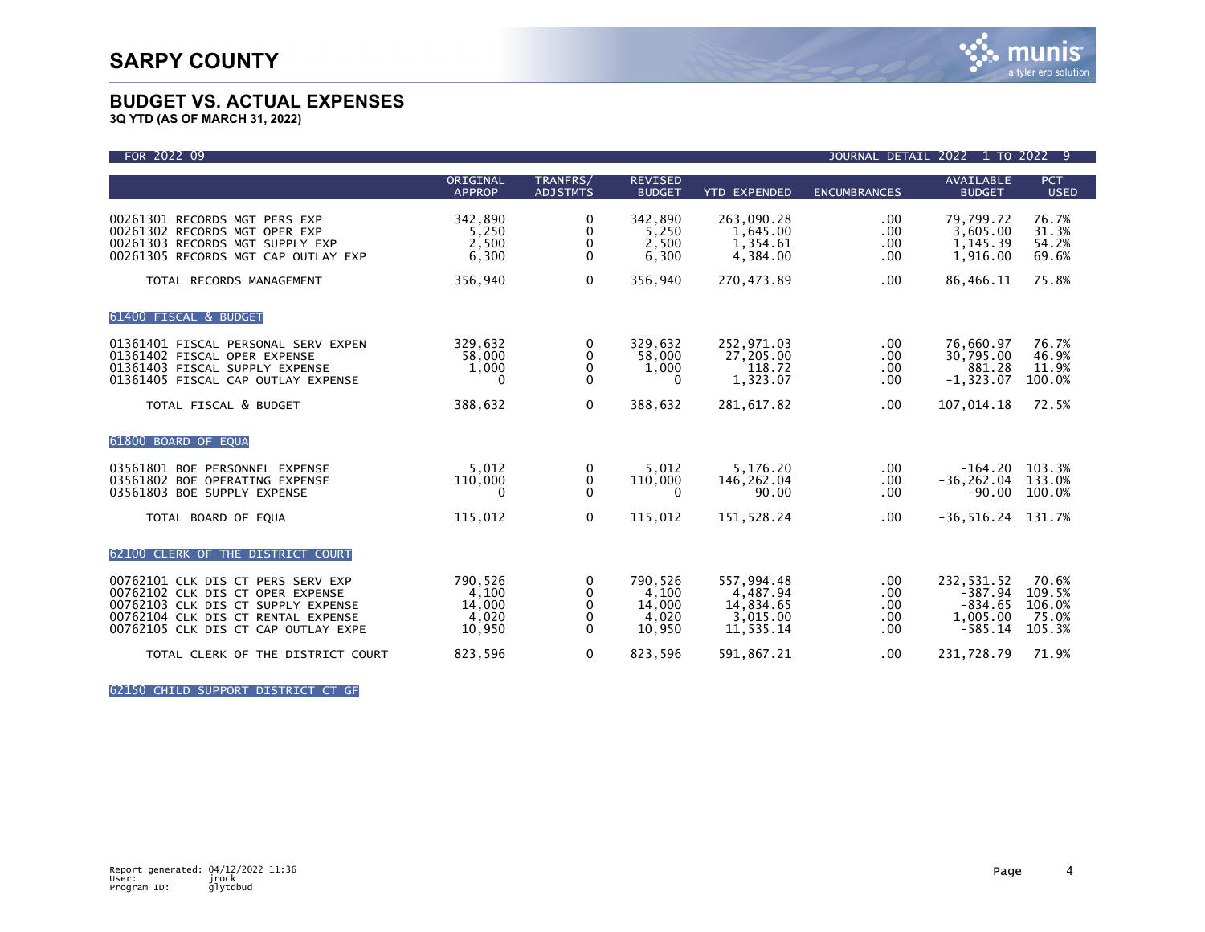# SARPY COUNTY

## BUDGET VS. ACTUAL EXPENSES

**3Q YTD (AS OF MARCH 31, 2022)**

FOR 2022 09 — JOURNAL DETAIL 2022 1 TO 2022 9

| | ORIGINAL APPROP | TRANFRS/ ADJSTMTS | REVISED BUDGET | YTD EXPENDED | ENCUMBRANCES | AVAILABLE BUDGET | PCT USED |
|---|---|---|---|---|---|---|---|
| 00261301 RECORDS MGT PERS EXP | 342,890 | 0 | 342,890 | 263,090.28 | .00 | 79,799.72 | 76.7% |
| 00261302 RECORDS MGT OPER EXP | 5,250 | 0 | 5,250 | 1,645.00 | .00 | 3,605.00 | 31.3% |
| 00261303 RECORDS MGT SUPPLY EXP | 2,500 | 0 | 2,500 | 1,354.61 | .00 | 1,145.39 | 54.2% |
| 00261305 RECORDS MGT CAP OUTLAY EXP | 6,300 | 0 | 6,300 | 4,384.00 | .00 | 1,916.00 | 69.6% |
| TOTAL RECORDS MANAGEMENT | 356,940 | 0 | 356,940 | 270,473.89 | .00 | 86,466.11 | 75.8% |
| **61400 FISCAL & BUDGET** | | | | | | | |
| 01361401 FISCAL PERSONAL SERV EXPEN | 329,632 | 0 | 329,632 | 252,971.03 | .00 | 76,660.97 | 76.7% |
| 01361402 FISCAL OPER EXPENSE | 58,000 | 0 | 58,000 | 27,205.00 | .00 | 30,795.00 | 46.9% |
| 01361403 FISCAL SUPPLY EXPENSE | 1,000 | 0 | 1,000 | 118.72 | .00 | 881.28 | 11.9% |
| 01361405 FISCAL CAP OUTLAY EXPENSE | 0 | 0 | 0 | 1,323.07 | .00 | -1,323.07 | 100.0% |
| TOTAL FISCAL & BUDGET | 388,632 | 0 | 388,632 | 281,617.82 | .00 | 107,014.18 | 72.5% |
| **61800 BOARD OF EQUA** | | | | | | | |
| 03561801 BOE PERSONNEL EXPENSE | 5,012 | 0 | 5,012 | 5,176.20 | .00 | -164.20 | 103.3% |
| 03561802 BOE OPERATING EXPENSE | 110,000 | 0 | 110,000 | 146,262.04 | .00 | -36,262.04 | 133.0% |
| 03561803 BOE SUPPLY EXPENSE | 0 | 0 | 0 | 90.00 | .00 | -90.00 | 100.0% |
| TOTAL BOARD OF EQUA | 115,012 | 0 | 115,012 | 151,528.24 | .00 | -36,516.24 | 131.7% |
| **62100 CLERK OF THE DISTRICT COURT** | | | | | | | |
| 00762101 CLK DIS CT PERS SERV EXP | 790,526 | 0 | 790,526 | 557,994.48 | .00 | 232,531.52 | 70.6% |
| 00762102 CLK DIS CT OPER EXPENSE | 4,100 | 0 | 4,100 | 4,487.94 | .00 | -387.94 | 109.5% |
| 00762103 CLK DIS CT SUPPLY EXPENSE | 14,000 | 0 | 14,000 | 14,834.65 | .00 | -834.65 | 106.0% |
| 00762104 CLK DIS CT RENTAL EXPENSE | 4,020 | 0 | 4,020 | 3,015.00 | .00 | 1,005.00 | 75.0% |
| 00762105 CLK DIS CT CAP OUTLAY EXPE | 10,950 | 0 | 10,950 | 11,535.14 | .00 | -585.14 | 105.3% |
| TOTAL CLERK OF THE DISTRICT COURT | 823,596 | 0 | 823,596 | 591,867.21 | .00 | 231,728.79 | 71.9% |
| **62150 CHILD SUPPORT DISTRICT CT GF** | | | | | | | |

Report generated: 04/12/2022 11:36
User: jrock
Program ID: glytdbud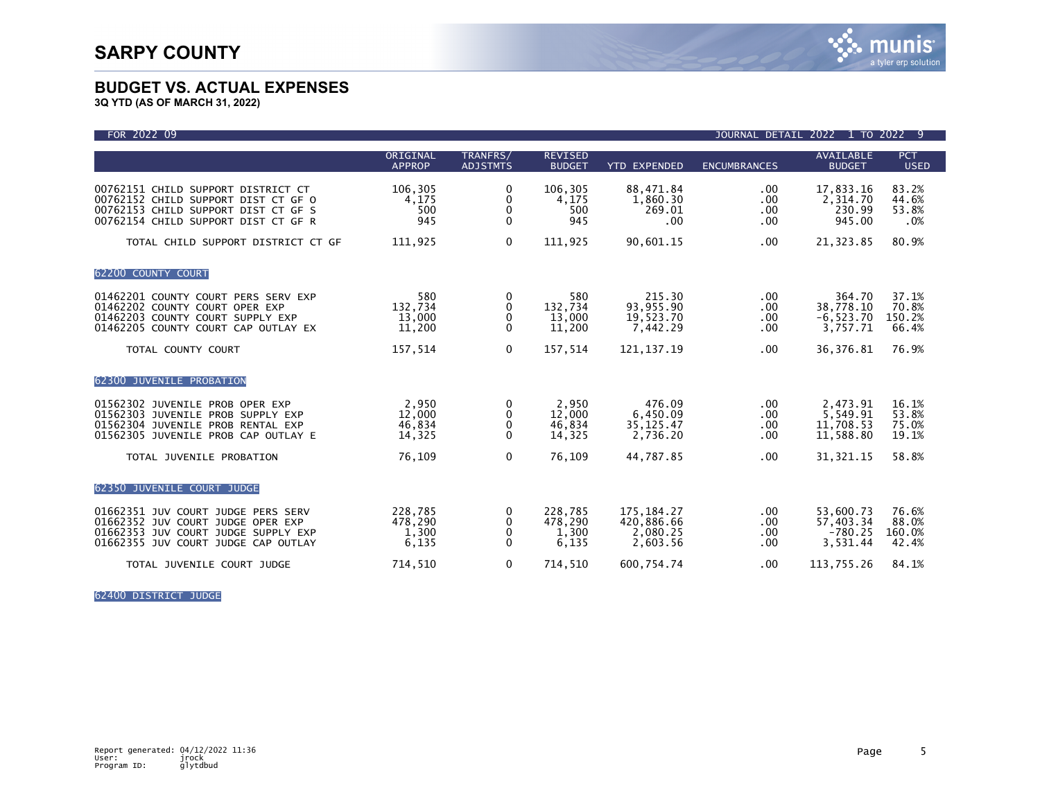# SARPY COUNTY

## BUDGET VS. ACTUAL EXPENSES

**3Q YTD (AS OF MARCH 31, 2022)**

FOR 2022 09 — JOURNAL DETAIL 2022 1 TO 2022 9

| | ORIGINAL APPROP | TRANFRS/ ADJSTMTS | REVISED BUDGET | YTD EXPENDED | ENCUMBRANCES | AVAILABLE BUDGET | PCT USED |
|---|---|---|---|---|---|---|---|
| 00762151 CHILD SUPPORT DISTRICT CT | 106,305 | 0 | 106,305 | 88,471.84 | .00 | 17,833.16 | 83.2% |
| 00762152 CHILD SUPPORT DIST CT GF O | 4,175 | 0 | 4,175 | 1,860.30 | .00 | 2,314.70 | 44.6% |
| 00762153 CHILD SUPPORT DIST CT GF S | 500 | 0 | 500 | 269.01 | .00 | 230.99 | 53.8% |
| 00762154 CHILD SUPPORT DIST CT GF R | 945 | 0 | 945 | .00 | .00 | 945.00 | .0% |
| TOTAL CHILD SUPPORT DISTRICT CT GF | 111,925 | 0 | 111,925 | 90,601.15 | .00 | 21,323.85 | 80.9% |
| **62200 COUNTY COURT** | | | | | | | |
| 01462201 COUNTY COURT PERS SERV EXP | 580 | 0 | 580 | 215.30 | .00 | 364.70 | 37.1% |
| 01462202 COUNTY COURT OPER EXP | 132,734 | 0 | 132,734 | 93,955.90 | .00 | 38,778.10 | 70.8% |
| 01462203 COUNTY COURT SUPPLY EXP | 13,000 | 0 | 13,000 | 19,523.70 | .00 | -6,523.70 | 150.2% |
| 01462205 COUNTY COURT CAP OUTLAY EX | 11,200 | 0 | 11,200 | 7,442.29 | .00 | 3,757.71 | 66.4% |
| TOTAL COUNTY COURT | 157,514 | 0 | 157,514 | 121,137.19 | .00 | 36,376.81 | 76.9% |
| **62300 JUVENILE PROBATION** | | | | | | | |
| 01562302 JUVENILE PROB OPER EXP | 2,950 | 0 | 2,950 | 476.09 | .00 | 2,473.91 | 16.1% |
| 01562303 JUVENILE PROB SUPPLY EXP | 12,000 | 0 | 12,000 | 6,450.09 | .00 | 5,549.91 | 53.8% |
| 01562304 JUVENILE PROB RENTAL EXP | 46,834 | 0 | 46,834 | 35,125.47 | .00 | 11,708.53 | 75.0% |
| 01562305 JUVENILE PROB CAP OUTLAY E | 14,325 | 0 | 14,325 | 2,736.20 | .00 | 11,588.80 | 19.1% |
| TOTAL JUVENILE PROBATION | 76,109 | 0 | 76,109 | 44,787.85 | .00 | 31,321.15 | 58.8% |
| **62350 JUVENILE COURT JUDGE** | | | | | | | |
| 01662351 JUV COURT JUDGE PERS SERV | 228,785 | 0 | 228,785 | 175,184.27 | .00 | 53,600.73 | 76.6% |
| 01662352 JUV COURT JUDGE OPER EXP | 478,290 | 0 | 478,290 | 420,886.66 | .00 | 57,403.34 | 88.0% |
| 01662353 JUV COURT JUDGE SUPPLY EXP | 1,300 | 0 | 1,300 | 2,080.25 | .00 | -780.25 | 160.0% |
| 01662355 JUV COURT JUDGE CAP OUTLAY | 6,135 | 0 | 6,135 | 2,603.56 | .00 | 3,531.44 | 42.4% |
| TOTAL JUVENILE COURT JUDGE | 714,510 | 0 | 714,510 | 600,754.74 | .00 | 113,755.26 | 84.1% |

**62400 DISTRICT JUDGE**

Report generated: 04/12/2022 11:36
User: jrock
Program ID: glytdbud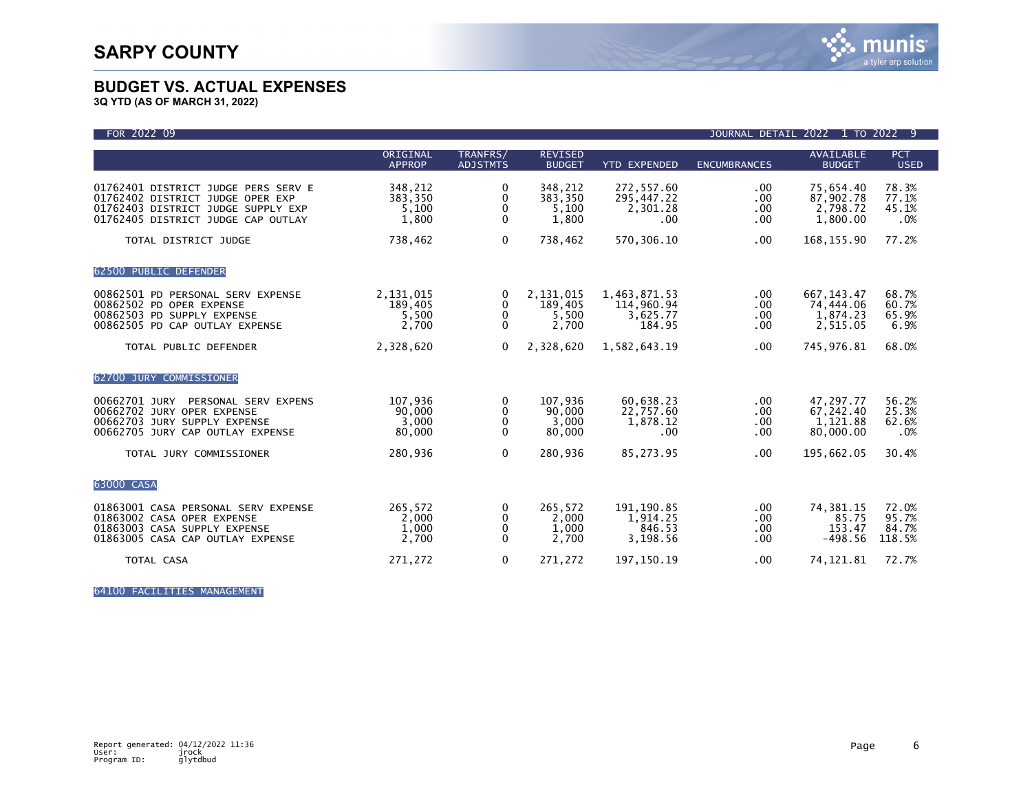# SARPY COUNTY

## BUDGET VS. ACTUAL EXPENSES

**3Q YTD (AS OF MARCH 31, 2022)**

FOR 2022 09 — JOURNAL DETAIL 2022 1 TO 2022 9

| | ORIGINAL APPROP | TRANFRS/ ADJSTMTS | REVISED BUDGET | YTD EXPENDED | ENCUMBRANCES | AVAILABLE BUDGET | PCT USED |
|---|---|---|---|---|---|---|---|
| 01762401 DISTRICT JUDGE PERS SERV E | 348,212 | 0 | 348,212 | 272,557.60 | .00 | 75,654.40 | 78.3% |
| 01762402 DISTRICT JUDGE OPER EXP | 383,350 | 0 | 383,350 | 295,447.22 | .00 | 87,902.78 | 77.1% |
| 01762403 DISTRICT JUDGE SUPPLY EXP | 5,100 | 0 | 5,100 | 2,301.28 | .00 | 2,798.72 | 45.1% |
| 01762405 DISTRICT JUDGE CAP OUTLAY | 1,800 | 0 | 1,800 | .00 | .00 | 1,800.00 | .0% |
| TOTAL DISTRICT JUDGE | 738,462 | 0 | 738,462 | 570,306.10 | .00 | 168,155.90 | 77.2% |
| **62500 PUBLIC DEFENDER** | | | | | | | |
| 00862501 PD PERSONAL SERV EXPENSE | 2,131,015 | 0 | 2,131,015 | 1,463,871.53 | .00 | 667,143.47 | 68.7% |
| 00862502 PD OPER EXPENSE | 189,405 | 0 | 189,405 | 114,960.94 | .00 | 74,444.06 | 60.7% |
| 00862503 PD SUPPLY EXPENSE | 5,500 | 0 | 5,500 | 3,625.77 | .00 | 1,874.23 | 65.9% |
| 00862505 PD CAP OUTLAY EXPENSE | 2,700 | 0 | 2,700 | 184.95 | .00 | 2,515.05 | 6.9% |
| TOTAL PUBLIC DEFENDER | 2,328,620 | 0 | 2,328,620 | 1,582,643.19 | .00 | 745,976.81 | 68.0% |
| **62700 JURY COMMISSIONER** | | | | | | | |
| 00662701 JURY PERSONAL SERV EXPENS | 107,936 | 0 | 107,936 | 60,638.23 | .00 | 47,297.77 | 56.2% |
| 00662702 JURY OPER EXPENSE | 90,000 | 0 | 90,000 | 22,757.60 | .00 | 67,242.40 | 25.3% |
| 00662703 JURY SUPPLY EXPENSE | 3,000 | 0 | 3,000 | 1,878.12 | .00 | 1,121.88 | 62.6% |
| 00662705 JURY CAP OUTLAY EXPENSE | 80,000 | 0 | 80,000 | .00 | .00 | 80,000.00 | .0% |
| TOTAL JURY COMMISSIONER | 280,936 | 0 | 280,936 | 85,273.95 | .00 | 195,662.05 | 30.4% |
| **63000 CASA** | | | | | | | |
| 01863001 CASA PERSONAL SERV EXPENSE | 265,572 | 0 | 265,572 | 191,190.85 | .00 | 74,381.15 | 72.0% |
| 01863002 CASA OPER EXPENSE | 2,000 | 0 | 2,000 | 1,914.25 | .00 | 85.75 | 95.7% |
| 01863003 CASA SUPPLY EXPENSE | 1,000 | 0 | 1,000 | 846.53 | .00 | 153.47 | 84.7% |
| 01863005 CASA CAP OUTLAY EXPENSE | 2,700 | 0 | 2,700 | 3,198.56 | .00 | -498.56 | 118.5% |
| TOTAL CASA | 271,272 | 0 | 271,272 | 197,150.19 | .00 | 74,121.81 | 72.7% |
| **64100 FACILITIES MANAGEMENT** | | | | | | | |

Report generated: 04/12/2022 11:36
User: jrock
Program ID: glytdbud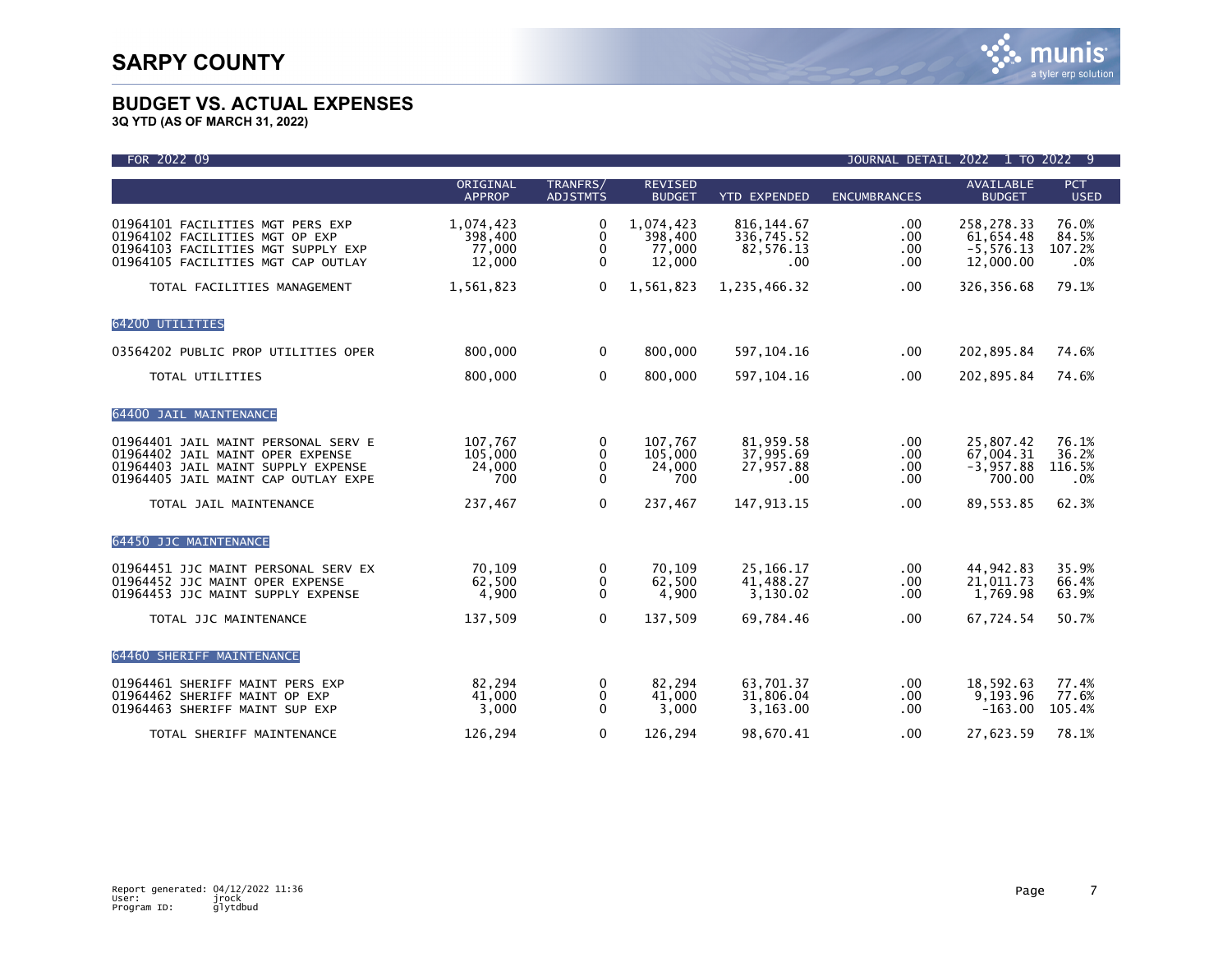# SARPY COUNTY

## BUDGET VS. ACTUAL EXPENSES

**3Q YTD (AS OF MARCH 31, 2022)**

FOR 2022 09 — JOURNAL DETAIL 2022 1 TO 2022 9

| | ORIGINAL APPROP | TRANFRS/ ADJSTMTS | REVISED BUDGET | YTD EXPENDED | ENCUMBRANCES | AVAILABLE BUDGET | PCT USED |
|---|---|---|---|---|---|---|---|
| 01964101 FACILITIES MGT PERS EXP | 1,074,423 | 0 | 1,074,423 | 816,144.67 | .00 | 258,278.33 | 76.0% |
| 01964102 FACILITIES MGT OP EXP | 398,400 | 0 | 398,400 | 336,745.52 | .00 | 61,654.48 | 84.5% |
| 01964103 FACILITIES MGT SUPPLY EXP | 77,000 | 0 | 77,000 | 82,576.13 | .00 | -5,576.13 | 107.2% |
| 01964105 FACILITIES MGT CAP OUTLAY | 12,000 | 0 | 12,000 | .00 | .00 | 12,000.00 | .0% |
| TOTAL FACILITIES MANAGEMENT | 1,561,823 | 0 | 1,561,823 | 1,235,466.32 | .00 | 326,356.68 | 79.1% |
| **64200 UTILITIES** | | | | | | | |
| 03564202 PUBLIC PROP UTILITIES OPER | 800,000 | 0 | 800,000 | 597,104.16 | .00 | 202,895.84 | 74.6% |
| TOTAL UTILITIES | 800,000 | 0 | 800,000 | 597,104.16 | .00 | 202,895.84 | 74.6% |
| **64400 JAIL MAINTENANCE** | | | | | | | |
| 01964401 JAIL MAINT PERSONAL SERV E | 107,767 | 0 | 107,767 | 81,959.58 | .00 | 25,807.42 | 76.1% |
| 01964402 JAIL MAINT OPER EXPENSE | 105,000 | 0 | 105,000 | 37,995.69 | .00 | 67,004.31 | 36.2% |
| 01964403 JAIL MAINT SUPPLY EXPENSE | 24,000 | 0 | 24,000 | 27,957.88 | .00 | -3,957.88 | 116.5% |
| 01964405 JAIL MAINT CAP OUTLAY EXPE | 700 | 0 | 700 | .00 | .00 | 700.00 | .0% |
| TOTAL JAIL MAINTENANCE | 237,467 | 0 | 237,467 | 147,913.15 | .00 | 89,553.85 | 62.3% |
| **64450 JJC MAINTENANCE** | | | | | | | |
| 01964451 JJC MAINT PERSONAL SERV EX | 70,109 | 0 | 70,109 | 25,166.17 | .00 | 44,942.83 | 35.9% |
| 01964452 JJC MAINT OPER EXPENSE | 62,500 | 0 | 62,500 | 41,488.27 | .00 | 21,011.73 | 66.4% |
| 01964453 JJC MAINT SUPPLY EXPENSE | 4,900 | 0 | 4,900 | 3,130.02 | .00 | 1,769.98 | 63.9% |
| TOTAL JJC MAINTENANCE | 137,509 | 0 | 137,509 | 69,784.46 | .00 | 67,724.54 | 50.7% |
| **64460 SHERIFF MAINTENANCE** | | | | | | | |
| 01964461 SHERIFF MAINT PERS EXP | 82,294 | 0 | 82,294 | 63,701.37 | .00 | 18,592.63 | 77.4% |
| 01964462 SHERIFF MAINT OP EXP | 41,000 | 0 | 41,000 | 31,806.04 | .00 | 9,193.96 | 77.6% |
| 01964463 SHERIFF MAINT SUP EXP | 3,000 | 0 | 3,000 | 3,163.00 | .00 | -163.00 | 105.4% |
| TOTAL SHERIFF MAINTENANCE | 126,294 | 0 | 126,294 | 98,670.41 | .00 | 27,623.59 | 78.1% |

Report generated: 04/12/2022 11:36
User: jrock
Program ID: glytdbud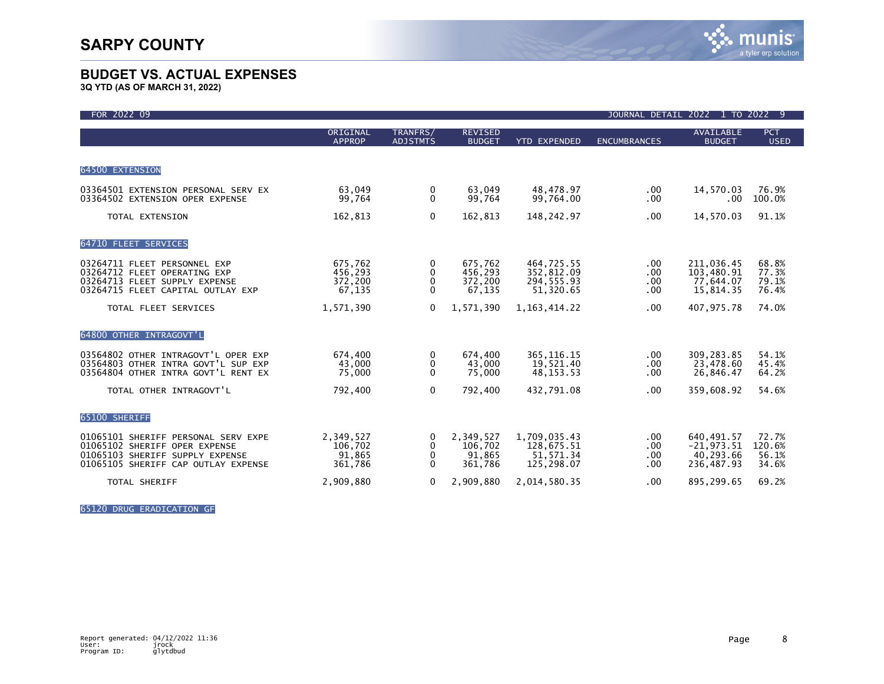# SARPY COUNTY

## BUDGET VS. ACTUAL EXPENSES

**3Q YTD (AS OF MARCH 31, 2022)**

FOR 2022 09 — JOURNAL DETAIL 2022 1 TO 2022 9

| | ORIGINAL APPROP | TRANFRS/ ADJSTMTS | REVISED BUDGET | YTD EXPENDED | ENCUMBRANCES | AVAILABLE BUDGET | PCT USED |
|---|---|---|---|---|---|---|---|
| **64500 EXTENSION** | | | | | | | |
| 03364501 EXTENSION PERSONAL SERV EX | 63,049 | 0 | 63,049 | 48,478.97 | .00 | 14,570.03 | 76.9% |
| 03364502 EXTENSION OPER EXPENSE | 99,764 | 0 | 99,764 | 99,764.00 | .00 | .00 | 100.0% |
| TOTAL EXTENSION | 162,813 | 0 | 162,813 | 148,242.97 | .00 | 14,570.03 | 91.1% |
| **64710 FLEET SERVICES** | | | | | | | |
| 03264711 FLEET PERSONNEL EXP | 675,762 | 0 | 675,762 | 464,725.55 | .00 | 211,036.45 | 68.8% |
| 03264712 FLEET OPERATING EXP | 456,293 | 0 | 456,293 | 352,812.09 | .00 | 103,480.91 | 77.3% |
| 03264713 FLEET SUPPLY EXPENSE | 372,200 | 0 | 372,200 | 294,555.93 | .00 | 77,644.07 | 79.1% |
| 03264715 FLEET CAPITAL OUTLAY EXP | 67,135 | 0 | 67,135 | 51,320.65 | .00 | 15,814.35 | 76.4% |
| TOTAL FLEET SERVICES | 1,571,390 | 0 | 1,571,390 | 1,163,414.22 | .00 | 407,975.78 | 74.0% |
| **64800 OTHER INTRAGOVT'L** | | | | | | | |
| 03564802 OTHER INTRAGOVT'L OPER EXP | 674,400 | 0 | 674,400 | 365,116.15 | .00 | 309,283.85 | 54.1% |
| 03564803 OTHER INTRA GOVT'L SUP EXP | 43,000 | 0 | 43,000 | 19,521.40 | .00 | 23,478.60 | 45.4% |
| 03564804 OTHER INTRA GOVT'L RENT EX | 75,000 | 0 | 75,000 | 48,153.53 | .00 | 26,846.47 | 64.2% |
| TOTAL OTHER INTRAGOVT'L | 792,400 | 0 | 792,400 | 432,791.08 | .00 | 359,608.92 | 54.6% |
| **65100 SHERIFF** | | | | | | | |
| 01065101 SHERIFF PERSONAL SERV EXPE | 2,349,527 | 0 | 2,349,527 | 1,709,035.43 | .00 | 640,491.57 | 72.7% |
| 01065102 SHERIFF OPER EXPENSE | 106,702 | 0 | 106,702 | 128,675.51 | .00 | -21,973.51 | 120.6% |
| 01065103 SHERIFF SUPPLY EXPENSE | 91,865 | 0 | 91,865 | 51,571.34 | .00 | 40,293.66 | 56.1% |
| 01065105 SHERIFF CAP OUTLAY EXPENSE | 361,786 | 0 | 361,786 | 125,298.07 | .00 | 236,487.93 | 34.6% |
| TOTAL SHERIFF | 2,909,880 | 0 | 2,909,880 | 2,014,580.35 | .00 | 895,299.65 | 69.2% |
| **65120 DRUG ERADICATION GF** | | | | | | | |

Report generated: 04/12/2022 11:36
User: jrock
Program ID: glytdbud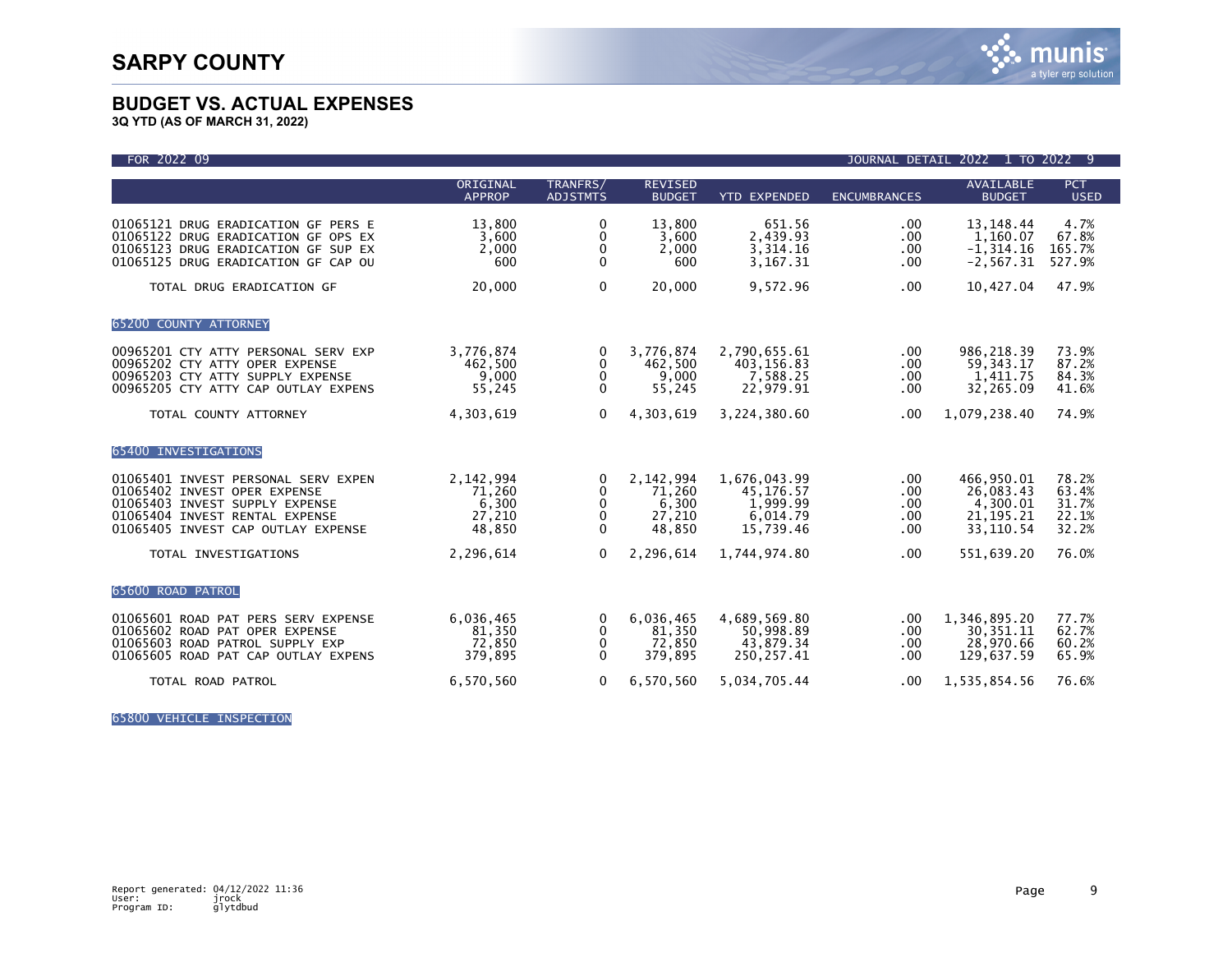# SARPY COUNTY

## BUDGET VS. ACTUAL EXPENSES

**3Q YTD (AS OF MARCH 31, 2022)**

FOR 2022 09 — JOURNAL DETAIL 2022 1 TO 2022 9

| | ORIGINAL APPROP | TRANFRS/ ADJSTMTS | REVISED BUDGET | YTD EXPENDED | ENCUMBRANCES | AVAILABLE BUDGET | PCT USED |
|---|---|---|---|---|---|---|---|
| 01065121 DRUG ERADICATION GF PERS E | 13,800 | 0 | 13,800 | 651.56 | .00 | 13,148.44 | 4.7% |
| 01065122 DRUG ERADICATION GF OPS EX | 3,600 | 0 | 3,600 | 2,439.93 | .00 | 1,160.07 | 67.8% |
| 01065123 DRUG ERADICATION GF SUP EX | 2,000 | 0 | 2,000 | 3,314.16 | .00 | -1,314.16 | 165.7% |
| 01065125 DRUG ERADICATION GF CAP OU | 600 | 0 | 600 | 3,167.31 | .00 | -2,567.31 | 527.9% |
| TOTAL DRUG ERADICATION GF | 20,000 | 0 | 20,000 | 9,572.96 | .00 | 10,427.04 | 47.9% |
| **65200 COUNTY ATTORNEY** | | | | | | | |
| 00965201 CTY ATTY PERSONAL SERV EXP | 3,776,874 | 0 | 3,776,874 | 2,790,655.61 | .00 | 986,218.39 | 73.9% |
| 00965202 CTY ATTY OPER EXPENSE | 462,500 | 0 | 462,500 | 403,156.83 | .00 | 59,343.17 | 87.2% |
| 00965203 CTY ATTY SUPPLY EXPENSE | 9,000 | 0 | 9,000 | 7,588.25 | .00 | 1,411.75 | 84.3% |
| 00965205 CTY ATTY CAP OUTLAY EXPENS | 55,245 | 0 | 55,245 | 22,979.91 | .00 | 32,265.09 | 41.6% |
| TOTAL COUNTY ATTORNEY | 4,303,619 | 0 | 4,303,619 | 3,224,380.60 | .00 | 1,079,238.40 | 74.9% |
| **65400 INVESTIGATIONS** | | | | | | | |
| 01065401 INVEST PERSONAL SERV EXPEN | 2,142,994 | 0 | 2,142,994 | 1,676,043.99 | .00 | 466,950.01 | 78.2% |
| 01065402 INVEST OPER EXPENSE | 71,260 | 0 | 71,260 | 45,176.57 | .00 | 26,083.43 | 63.4% |
| 01065403 INVEST SUPPLY EXPENSE | 6,300 | 0 | 6,300 | 1,999.99 | .00 | 4,300.01 | 31.7% |
| 01065404 INVEST RENTAL EXPENSE | 27,210 | 0 | 27,210 | 6,014.79 | .00 | 21,195.21 | 22.1% |
| 01065405 INVEST CAP OUTLAY EXPENSE | 48,850 | 0 | 48,850 | 15,739.46 | .00 | 33,110.54 | 32.2% |
| TOTAL INVESTIGATIONS | 2,296,614 | 0 | 2,296,614 | 1,744,974.80 | .00 | 551,639.20 | 76.0% |
| **65600 ROAD PATROL** | | | | | | | |
| 01065601 ROAD PAT PERS SERV EXPENSE | 6,036,465 | 0 | 6,036,465 | 4,689,569.80 | .00 | 1,346,895.20 | 77.7% |
| 01065602 ROAD PAT OPER EXPENSE | 81,350 | 0 | 81,350 | 50,998.89 | .00 | 30,351.11 | 62.7% |
| 01065603 ROAD PATROL SUPPLY EXP | 72,850 | 0 | 72,850 | 43,879.34 | .00 | 28,970.66 | 60.2% |
| 01065605 ROAD PAT CAP OUTLAY EXPENS | 379,895 | 0 | 379,895 | 250,257.41 | .00 | 129,637.59 | 65.9% |
| TOTAL ROAD PATROL | 6,570,560 | 0 | 6,570,560 | 5,034,705.44 | .00 | 1,535,854.56 | 76.6% |
| **65800 VEHICLE INSPECTION** | | | | | | | |

Report generated: 04/12/2022 11:36
User: jrock
Program ID: glytdbud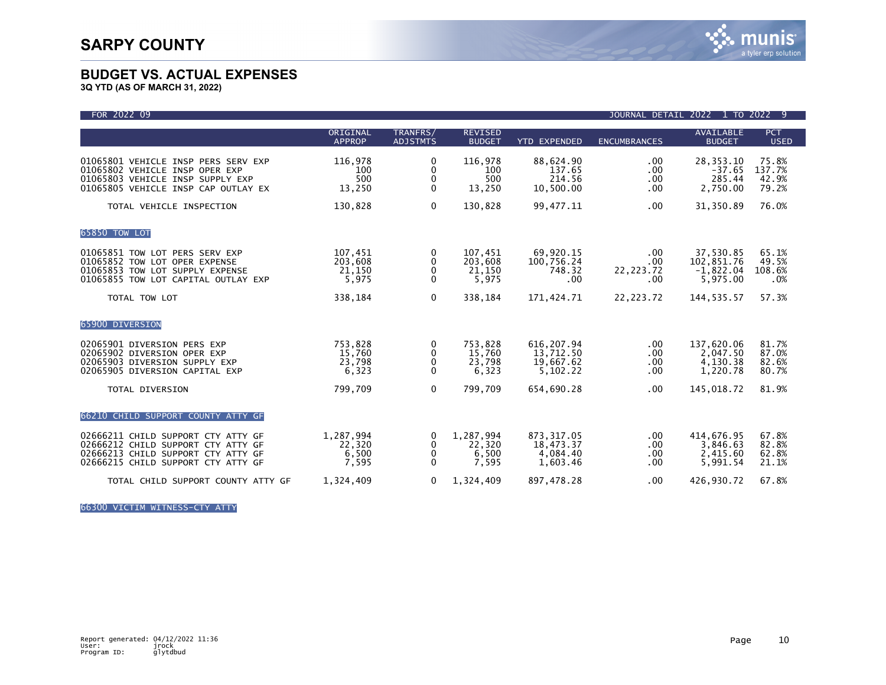# SARPY COUNTY

## BUDGET VS. ACTUAL EXPENSES

**3Q YTD (AS OF MARCH 31, 2022)**

FOR 2022 09 — JOURNAL DETAIL 2022 1 TO 2022 9

| | ORIGINAL APPROP | TRANFRS/ ADJSTMTS | REVISED BUDGET | YTD EXPENDED | ENCUMBRANCES | AVAILABLE BUDGET | PCT USED |
|---|---|---|---|---|---|---|---|
| 01065801 VEHICLE INSP PERS SERV EXP | 116,978 | 0 | 116,978 | 88,624.90 | .00 | 28,353.10 | 75.8% |
| 01065802 VEHICLE INSP OPER EXP | 100 | 0 | 100 | 137.65 | .00 | -37.65 | 137.7% |
| 01065803 VEHICLE INSP SUPPLY EXP | 500 | 0 | 500 | 214.56 | .00 | 285.44 | 42.9% |
| 01065805 VEHICLE INSP CAP OUTLAY EX | 13,250 | 0 | 13,250 | 10,500.00 | .00 | 2,750.00 | 79.2% |
| TOTAL VEHICLE INSPECTION | 130,828 | 0 | 130,828 | 99,477.11 | .00 | 31,350.89 | 76.0% |
| **65850 TOW LOT** | | | | | | | |
| 01065851 TOW LOT PERS SERV EXP | 107,451 | 0 | 107,451 | 69,920.15 | .00 | 37,530.85 | 65.1% |
| 01065852 TOW LOT OPER EXPENSE | 203,608 | 0 | 203,608 | 100,756.24 | .00 | 102,851.76 | 49.5% |
| 01065853 TOW LOT SUPPLY EXPENSE | 21,150 | 0 | 21,150 | 748.32 | 22,223.72 | -1,822.04 | 108.6% |
| 01065855 TOW LOT CAPITAL OUTLAY EXP | 5,975 | 0 | 5,975 | .00 | .00 | 5,975.00 | .0% |
| TOTAL TOW LOT | 338,184 | 0 | 338,184 | 171,424.71 | 22,223.72 | 144,535.57 | 57.3% |
| **65900 DIVERSION** | | | | | | | |
| 02065901 DIVERSION PERS EXP | 753,828 | 0 | 753,828 | 616,207.94 | .00 | 137,620.06 | 81.7% |
| 02065902 DIVERSION OPER EXP | 15,760 | 0 | 15,760 | 13,712.50 | .00 | 2,047.50 | 87.0% |
| 02065903 DIVERSION SUPPLY EXP | 23,798 | 0 | 23,798 | 19,667.62 | .00 | 4,130.38 | 82.6% |
| 02065905 DIVERSION CAPITAL EXP | 6,323 | 0 | 6,323 | 5,102.22 | .00 | 1,220.78 | 80.7% |
| TOTAL DIVERSION | 799,709 | 0 | 799,709 | 654,690.28 | .00 | 145,018.72 | 81.9% |
| **66210 CHILD SUPPORT COUNTY ATTY GF** | | | | | | | |
| 02666211 CHILD SUPPORT CTY ATTY GF | 1,287,994 | 0 | 1,287,994 | 873,317.05 | .00 | 414,676.95 | 67.8% |
| 02666212 CHILD SUPPORT CTY ATTY GF | 22,320 | 0 | 22,320 | 18,473.37 | .00 | 3,846.63 | 82.8% |
| 02666213 CHILD SUPPORT CTY ATTY GF | 6,500 | 0 | 6,500 | 4,084.40 | .00 | 2,415.60 | 62.8% |
| 02666215 CHILD SUPPORT CTY ATTY GF | 7,595 | 0 | 7,595 | 1,603.46 | .00 | 5,991.54 | 21.1% |
| TOTAL CHILD SUPPORT COUNTY ATTY GF | 1,324,409 | 0 | 1,324,409 | 897,478.28 | .00 | 426,930.72 | 67.8% |
| **66300 VICTIM WITNESS-CTY ATTY** | | | | | | | |

Report generated: 04/12/2022 11:36
User: jrock
Program ID: glytdbud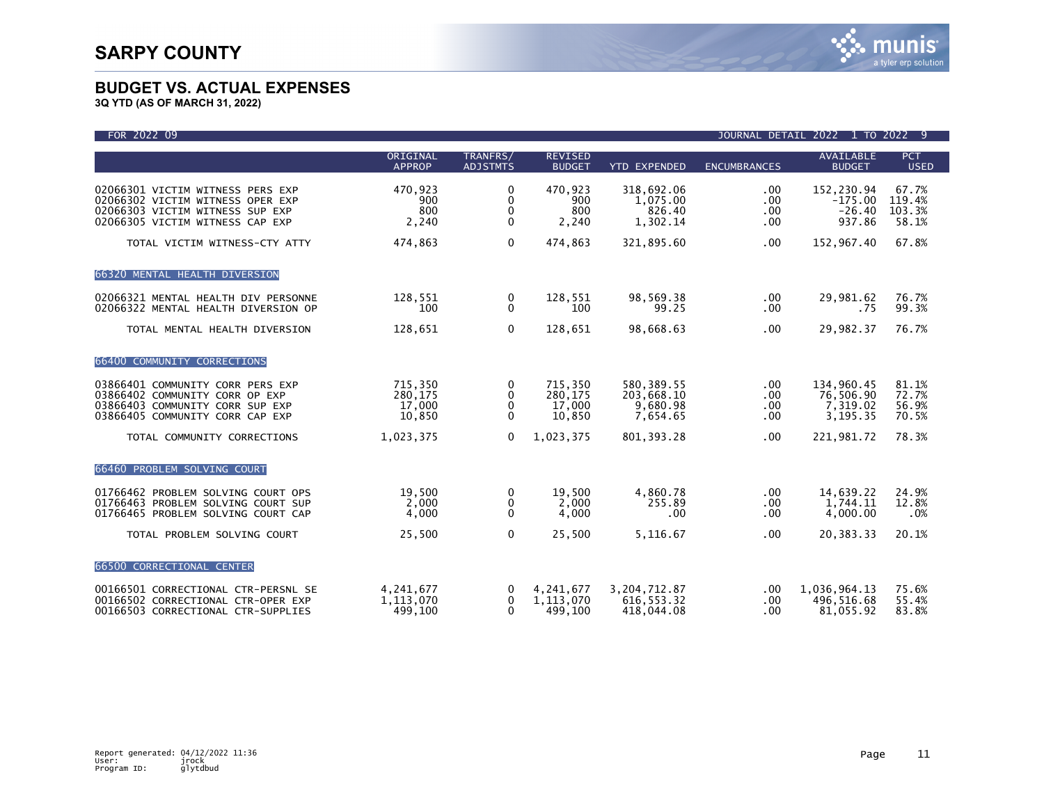# SARPY COUNTY

## BUDGET VS. ACTUAL EXPENSES

**3Q YTD (AS OF MARCH 31, 2022)**

FOR 2022 09 — JOURNAL DETAIL 2022 1 TO 2022 9

| | ORIGINAL APPROP | TRANFRS/ ADJSTMTS | REVISED BUDGET | YTD EXPENDED | ENCUMBRANCES | AVAILABLE BUDGET | PCT USED |
|---|---|---|---|---|---|---|---|
| 02066301 VICTIM WITNESS PERS EXP | 470,923 | 0 | 470,923 | 318,692.06 | .00 | 152,230.94 | 67.7% |
| 02066302 VICTIM WITNESS OPER EXP | 900 | 0 | 900 | 1,075.00 | .00 | -175.00 | 119.4% |
| 02066303 VICTIM WITNESS SUP EXP | 800 | 0 | 800 | 826.40 | .00 | -26.40 | 103.3% |
| 02066305 VICTIM WITNESS CAP EXP | 2,240 | 0 | 2,240 | 1,302.14 | .00 | 937.86 | 58.1% |
| TOTAL VICTIM WITNESS-CTY ATTY | 474,863 | 0 | 474,863 | 321,895.60 | .00 | 152,967.40 | 67.8% |
| **66320 MENTAL HEALTH DIVERSION** | | | | | | | |
| 02066321 MENTAL HEALTH DIV PERSONNE | 128,551 | 0 | 128,551 | 98,569.38 | .00 | 29,981.62 | 76.7% |
| 02066322 MENTAL HEALTH DIVERSION OP | 100 | 0 | 100 | 99.25 | .00 | .75 | 99.3% |
| TOTAL MENTAL HEALTH DIVERSION | 128,651 | 0 | 128,651 | 98,668.63 | .00 | 29,982.37 | 76.7% |
| **66400 COMMUNITY CORRECTIONS** | | | | | | | |
| 03866401 COMMUNITY CORR PERS EXP | 715,350 | 0 | 715,350 | 580,389.55 | .00 | 134,960.45 | 81.1% |
| 03866402 COMMUNITY CORR OP EXP | 280,175 | 0 | 280,175 | 203,668.10 | .00 | 76,506.90 | 72.7% |
| 03866403 COMMUNITY CORR SUP EXP | 17,000 | 0 | 17,000 | 9,680.98 | .00 | 7,319.02 | 56.9% |
| 03866405 COMMUNITY CORR CAP EXP | 10,850 | 0 | 10,850 | 7,654.65 | .00 | 3,195.35 | 70.5% |
| TOTAL COMMUNITY CORRECTIONS | 1,023,375 | 0 | 1,023,375 | 801,393.28 | .00 | 221,981.72 | 78.3% |
| **66460 PROBLEM SOLVING COURT** | | | | | | | |
| 01766462 PROBLEM SOLVING COURT OPS | 19,500 | 0 | 19,500 | 4,860.78 | .00 | 14,639.22 | 24.9% |
| 01766463 PROBLEM SOLVING COURT SUP | 2,000 | 0 | 2,000 | 255.89 | .00 | 1,744.11 | 12.8% |
| 01766465 PROBLEM SOLVING COURT CAP | 4,000 | 0 | 4,000 | .00 | .00 | 4,000.00 | .0% |
| TOTAL PROBLEM SOLVING COURT | 25,500 | 0 | 25,500 | 5,116.67 | .00 | 20,383.33 | 20.1% |
| **66500 CORRECTIONAL CENTER** | | | | | | | |
| 00166501 CORRECTIONAL CTR-PERSNL SE | 4,241,677 | 0 | 4,241,677 | 3,204,712.87 | .00 | 1,036,964.13 | 75.6% |
| 00166502 CORRECTIONAL CTR-OPER EXP | 1,113,070 | 0 | 1,113,070 | 616,553.32 | .00 | 496,516.68 | 55.4% |
| 00166503 CORRECTIONAL CTR-SUPPLIES | 499,100 | 0 | 499,100 | 418,044.08 | .00 | 81,055.92 | 83.8% |

Report generated: 04/12/2022 11:36
User: jrock
Program ID: glytdbud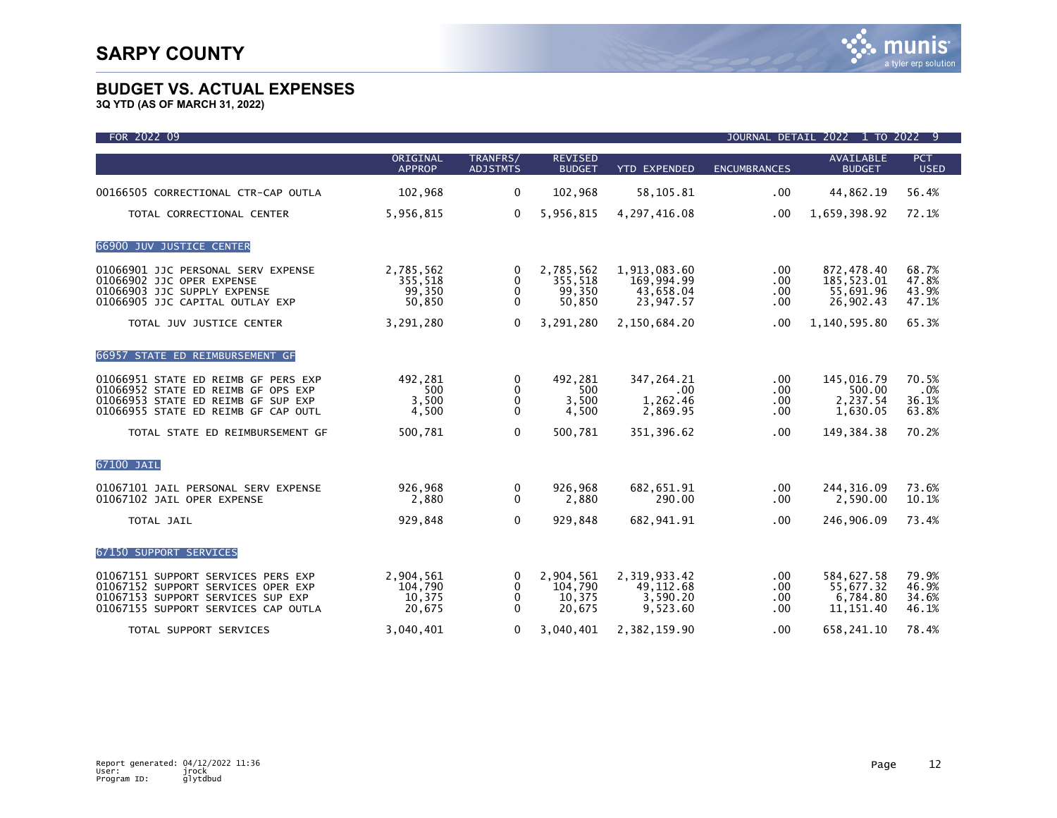# SARPY COUNTY

## BUDGET VS. ACTUAL EXPENSES

**3Q YTD (AS OF MARCH 31, 2022)**

FOR 2022 09 — JOURNAL DETAIL 2022 1 TO 2022 9

| | ORIGINAL APPROP | TRANFRS/ ADJSTMTS | REVISED BUDGET | YTD EXPENDED | ENCUMBRANCES | AVAILABLE BUDGET | PCT USED |
|---|---|---|---|---|---|---|---|
| 00166505 CORRECTIONAL CTR-CAP OUTLA | 102,968 | 0 | 102,968 | 58,105.81 | .00 | 44,862.19 | 56.4% |
| TOTAL CORRECTIONAL CENTER | 5,956,815 | 0 | 5,956,815 | 4,297,416.08 | .00 | 1,659,398.92 | 72.1% |
| **66900 JUV JUSTICE CENTER** | | | | | | | |
| 01066901 JJC PERSONAL SERV EXPENSE | 2,785,562 | 0 | 2,785,562 | 1,913,083.60 | .00 | 872,478.40 | 68.7% |
| 01066902 JJC OPER EXPENSE | 355,518 | 0 | 355,518 | 169,994.99 | .00 | 185,523.01 | 47.8% |
| 01066903 JJC SUPPLY EXPENSE | 99,350 | 0 | 99,350 | 43,658.04 | .00 | 55,691.96 | 43.9% |
| 01066905 JJC CAPITAL OUTLAY EXP | 50,850 | 0 | 50,850 | 23,947.57 | .00 | 26,902.43 | 47.1% |
| TOTAL JUV JUSTICE CENTER | 3,291,280 | 0 | 3,291,280 | 2,150,684.20 | .00 | 1,140,595.80 | 65.3% |
| **66957 STATE ED REIMBURSEMENT GF** | | | | | | | |
| 01066951 STATE ED REIMB GF PERS EXP | 492,281 | 0 | 492,281 | 347,264.21 | .00 | 145,016.79 | 70.5% |
| 01066952 STATE ED REIMB GF OPS EXP | 500 | 0 | 500 | .00 | .00 | 500.00 | .0% |
| 01066953 STATE ED REIMB GF SUP EXP | 3,500 | 0 | 3,500 | 1,262.46 | .00 | 2,237.54 | 36.1% |
| 01066955 STATE ED REIMB GF CAP OUTL | 4,500 | 0 | 4,500 | 2,869.95 | .00 | 1,630.05 | 63.8% |
| TOTAL STATE ED REIMBURSEMENT GF | 500,781 | 0 | 500,781 | 351,396.62 | .00 | 149,384.38 | 70.2% |
| **67100 JAIL** | | | | | | | |
| 01067101 JAIL PERSONAL SERV EXPENSE | 926,968 | 0 | 926,968 | 682,651.91 | .00 | 244,316.09 | 73.6% |
| 01067102 JAIL OPER EXPENSE | 2,880 | 0 | 2,880 | 290.00 | .00 | 2,590.00 | 10.1% |
| TOTAL JAIL | 929,848 | 0 | 929,848 | 682,941.91 | .00 | 246,906.09 | 73.4% |
| **67150 SUPPORT SERVICES** | | | | | | | |
| 01067151 SUPPORT SERVICES PERS EXP | 2,904,561 | 0 | 2,904,561 | 2,319,933.42 | .00 | 584,627.58 | 79.9% |
| 01067152 SUPPORT SERVICES OPER EXP | 104,790 | 0 | 104,790 | 49,112.68 | .00 | 55,677.32 | 46.9% |
| 01067153 SUPPORT SERVICES SUP EXP | 10,375 | 0 | 10,375 | 3,590.20 | .00 | 6,784.80 | 34.6% |
| 01067155 SUPPORT SERVICES CAP OUTLA | 20,675 | 0 | 20,675 | 9,523.60 | .00 | 11,151.40 | 46.1% |
| TOTAL SUPPORT SERVICES | 3,040,401 | 0 | 3,040,401 | 2,382,159.90 | .00 | 658,241.10 | 78.4% |

Report generated: 04/12/2022 11:36
User: jrock
Program ID: glytdbud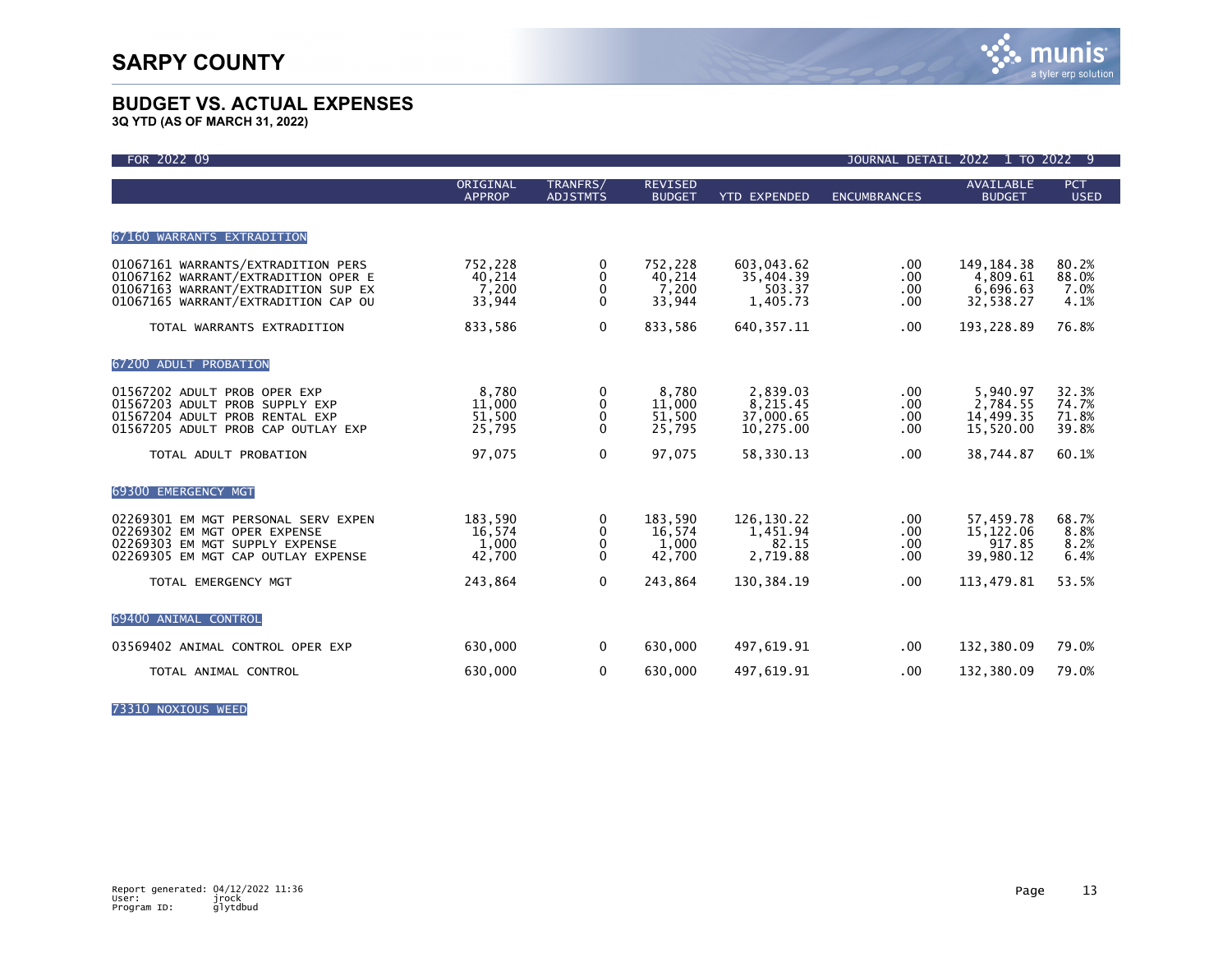# SARPY COUNTY

## BUDGET VS. ACTUAL EXPENSES

**3Q YTD (AS OF MARCH 31, 2022)**

FOR 2022 09 — JOURNAL DETAIL 2022 1 TO 2022 9

| | ORIGINAL APPROP | TRANFRS/ ADJSTMTS | REVISED BUDGET | YTD EXPENDED | ENCUMBRANCES | AVAILABLE BUDGET | PCT USED |
|---|---|---|---|---|---|---|---|
| **67160 WARRANTS EXTRADITION** | | | | | | | |
| 01067161 WARRANTS/EXTRADITION PERS | 752,228 | 0 | 752,228 | 603,043.62 | .00 | 149,184.38 | 80.2% |
| 01067162 WARRANT/EXTRADITION OPER E | 40,214 | 0 | 40,214 | 35,404.39 | .00 | 4,809.61 | 88.0% |
| 01067163 WARRANT/EXTRADITION SUP EX | 7,200 | 0 | 7,200 | 503.37 | .00 | 6,696.63 | 7.0% |
| 01067165 WARRANT/EXTRADITION CAP OU | 33,944 | 0 | 33,944 | 1,405.73 | .00 | 32,538.27 | 4.1% |
| TOTAL WARRANTS EXTRADITION | 833,586 | 0 | 833,586 | 640,357.11 | .00 | 193,228.89 | 76.8% |
| **67200 ADULT PROBATION** | | | | | | | |
| 01567202 ADULT PROB OPER EXP | 8,780 | 0 | 8,780 | 2,839.03 | .00 | 5,940.97 | 32.3% |
| 01567203 ADULT PROB SUPPLY EXP | 11,000 | 0 | 11,000 | 8,215.45 | .00 | 2,784.55 | 74.7% |
| 01567204 ADULT PROB RENTAL EXP | 51,500 | 0 | 51,500 | 37,000.65 | .00 | 14,499.35 | 71.8% |
| 01567205 ADULT PROB CAP OUTLAY EXP | 25,795 | 0 | 25,795 | 10,275.00 | .00 | 15,520.00 | 39.8% |
| TOTAL ADULT PROBATION | 97,075 | 0 | 97,075 | 58,330.13 | .00 | 38,744.87 | 60.1% |
| **69300 EMERGENCY MGT** | | | | | | | |
| 02269301 EM MGT PERSONAL SERV EXPEN | 183,590 | 0 | 183,590 | 126,130.22 | .00 | 57,459.78 | 68.7% |
| 02269302 EM MGT OPER EXPENSE | 16,574 | 0 | 16,574 | 1,451.94 | .00 | 15,122.06 | 8.8% |
| 02269303 EM MGT SUPPLY EXPENSE | 1,000 | 0 | 1,000 | 82.15 | .00 | 917.85 | 8.2% |
| 02269305 EM MGT CAP OUTLAY EXPENSE | 42,700 | 0 | 42,700 | 2,719.88 | .00 | 39,980.12 | 6.4% |
| TOTAL EMERGENCY MGT | 243,864 | 0 | 243,864 | 130,384.19 | .00 | 113,479.81 | 53.5% |
| **69400 ANIMAL CONTROL** | | | | | | | |
| 03569402 ANIMAL CONTROL OPER EXP | 630,000 | 0 | 630,000 | 497,619.91 | .00 | 132,380.09 | 79.0% |
| TOTAL ANIMAL CONTROL | 630,000 | 0 | 630,000 | 497,619.91 | .00 | 132,380.09 | 79.0% |
| **73310 NOXIOUS WEED** | | | | | | | |

Report generated: 04/12/2022 11:36
User: jrock
Program ID: glytdbud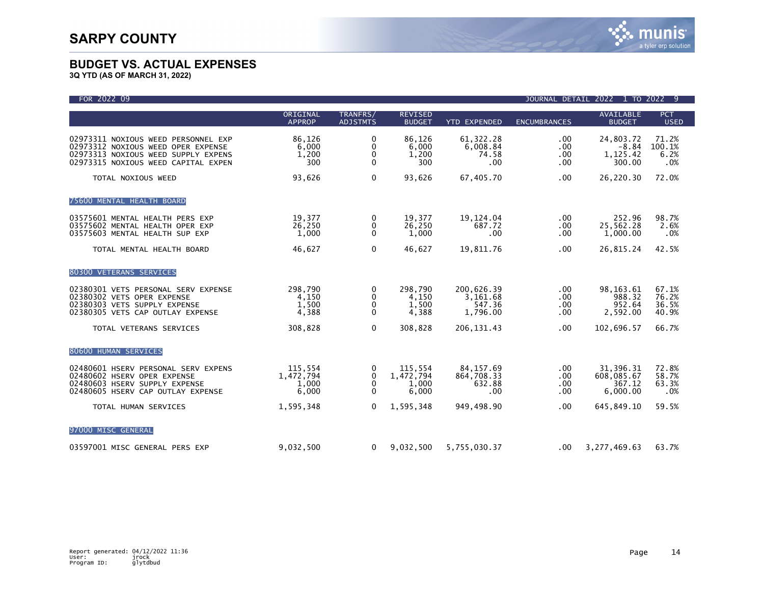# SARPY COUNTY

## BUDGET VS. ACTUAL EXPENSES

**3Q YTD (AS OF MARCH 31, 2022)**

FOR 2022 09 — JOURNAL DETAIL 2022 1 TO 2022 9

| | ORIGINAL APPROP | TRANFRS/ ADJSTMTS | REVISED BUDGET | YTD EXPENDED | ENCUMBRANCES | AVAILABLE BUDGET | PCT USED |
|---|---|---|---|---|---|---|---|
| 02973311 NOXIOUS WEED PERSONNEL EXP | 86,126 | 0 | 86,126 | 61,322.28 | .00 | 24,803.72 | 71.2% |
| 02973312 NOXIOUS WEED OPER EXPENSE | 6,000 | 0 | 6,000 | 6,008.84 | .00 | -8.84 | 100.1% |
| 02973313 NOXIOUS WEED SUPPLY EXPENS | 1,200 | 0 | 1,200 | 74.58 | .00 | 1,125.42 | 6.2% |
| 02973315 NOXIOUS WEED CAPITAL EXPEN | 300 | 0 | 300 | .00 | .00 | 300.00 | .0% |
| TOTAL NOXIOUS WEED | 93,626 | 0 | 93,626 | 67,405.70 | .00 | 26,220.30 | 72.0% |
| **75600 MENTAL HEALTH BOARD** | | | | | | | |
| 03575601 MENTAL HEALTH PERS EXP | 19,377 | 0 | 19,377 | 19,124.04 | .00 | 252.96 | 98.7% |
| 03575602 MENTAL HEALTH OPER EXP | 26,250 | 0 | 26,250 | 687.72 | .00 | 25,562.28 | 2.6% |
| 03575603 MENTAL HEALTH SUP EXP | 1,000 | 0 | 1,000 | .00 | .00 | 1,000.00 | .0% |
| TOTAL MENTAL HEALTH BOARD | 46,627 | 0 | 46,627 | 19,811.76 | .00 | 26,815.24 | 42.5% |
| **80300 VETERANS SERVICES** | | | | | | | |
| 02380301 VETS PERSONAL SERV EXPENSE | 298,790 | 0 | 298,790 | 200,626.39 | .00 | 98,163.61 | 67.1% |
| 02380302 VETS OPER EXPENSE | 4,150 | 0 | 4,150 | 3,161.68 | .00 | 988.32 | 76.2% |
| 02380303 VETS SUPPLY EXPENSE | 1,500 | 0 | 1,500 | 547.36 | .00 | 952.64 | 36.5% |
| 02380305 VETS CAP OUTLAY EXPENSE | 4,388 | 0 | 4,388 | 1,796.00 | .00 | 2,592.00 | 40.9% |
| TOTAL VETERANS SERVICES | 308,828 | 0 | 308,828 | 206,131.43 | .00 | 102,696.57 | 66.7% |
| **80600 HUMAN SERVICES** | | | | | | | |
| 02480601 HSERV PERSONAL SERV EXPENS | 115,554 | 0 | 115,554 | 84,157.69 | .00 | 31,396.31 | 72.8% |
| 02480602 HSERV OPER EXPENSE | 1,472,794 | 0 | 1,472,794 | 864,708.33 | .00 | 608,085.67 | 58.7% |
| 02480603 HSERV SUPPLY EXPENSE | 1,000 | 0 | 1,000 | 632.88 | .00 | 367.12 | 63.3% |
| 02480605 HSERV CAP OUTLAY EXPENSE | 6,000 | 0 | 6,000 | .00 | .00 | 6,000.00 | .0% |
| TOTAL HUMAN SERVICES | 1,595,348 | 0 | 1,595,348 | 949,498.90 | .00 | 645,849.10 | 59.5% |
| **97000 MISC GENERAL** | | | | | | | |
| 03597001 MISC GENERAL PERS EXP | 9,032,500 | 0 | 9,032,500 | 5,755,030.37 | .00 | 3,277,469.63 | 63.7% |

Report generated: 04/12/2022 11:36
User: jrock
Program ID: glytdbud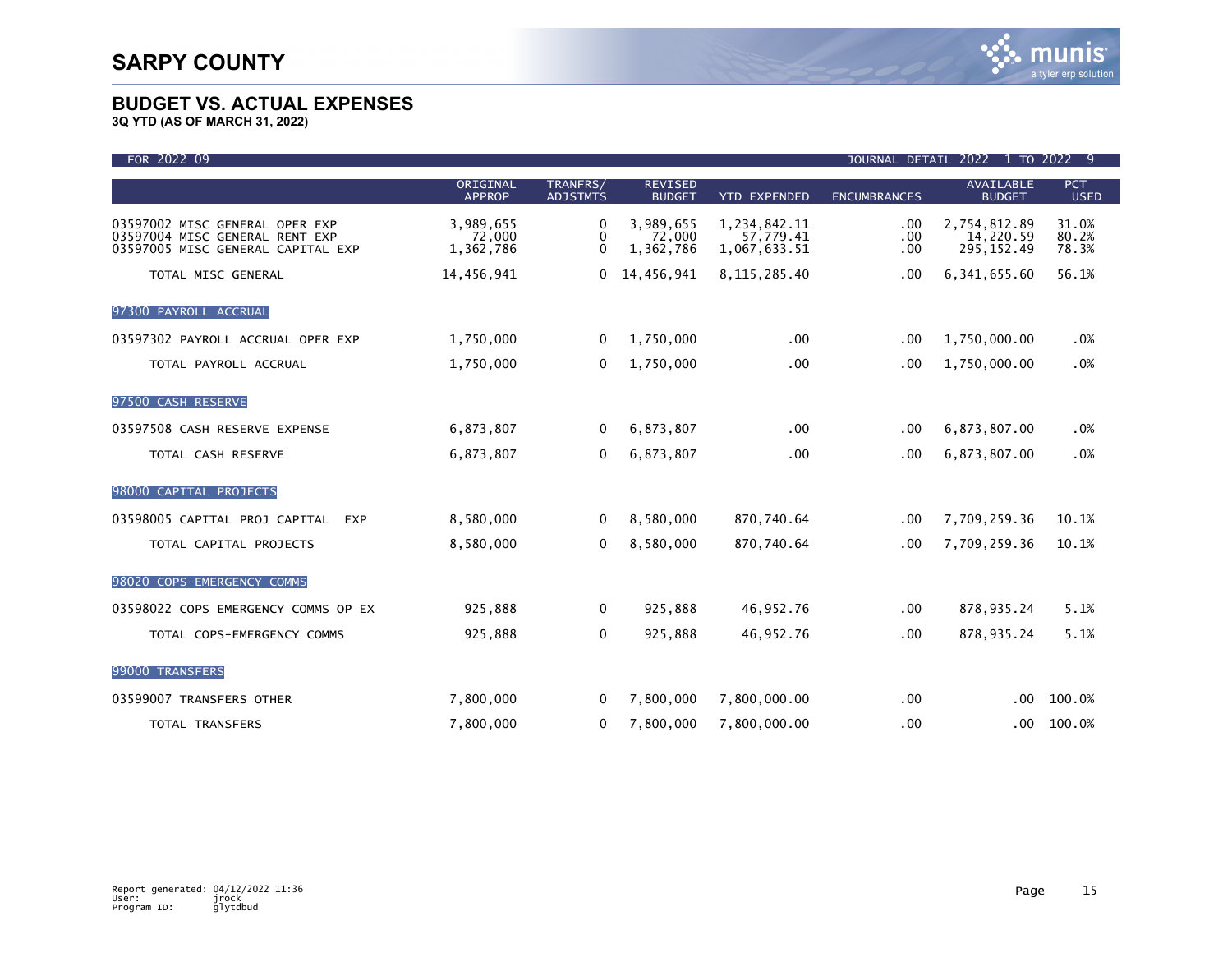# SARPY COUNTY

## BUDGET VS. ACTUAL EXPENSES

**3Q YTD (AS OF MARCH 31, 2022)**

FOR 2022 09 — JOURNAL DETAIL 2022 1 TO 2022 9

| | ORIGINAL APPROP | TRANFRS/ ADJSTMTS | REVISED BUDGET | YTD EXPENDED | ENCUMBRANCES | AVAILABLE BUDGET | PCT USED |
|---|---|---|---|---|---|---|---|
| 03597002 MISC GENERAL OPER EXP | 3,989,655 | 0 | 3,989,655 | 1,234,842.11 | .00 | 2,754,812.89 | 31.0% |
| 03597004 MISC GENERAL RENT EXP | 72,000 | 0 | 72,000 | 57,779.41 | .00 | 14,220.59 | 80.2% |
| 03597005 MISC GENERAL CAPITAL EXP | 1,362,786 | 0 | 1,362,786 | 1,067,633.51 | .00 | 295,152.49 | 78.3% |
| TOTAL MISC GENERAL | 14,456,941 | 0 | 14,456,941 | 8,115,285.40 | .00 | 6,341,655.60 | 56.1% |
| **97300 PAYROLL ACCRUAL** | | | | | | | |
| 03597302 PAYROLL ACCRUAL OPER EXP | 1,750,000 | 0 | 1,750,000 | .00 | .00 | 1,750,000.00 | .0% |
| TOTAL PAYROLL ACCRUAL | 1,750,000 | 0 | 1,750,000 | .00 | .00 | 1,750,000.00 | .0% |
| **97500 CASH RESERVE** | | | | | | | |
| 03597508 CASH RESERVE EXPENSE | 6,873,807 | 0 | 6,873,807 | .00 | .00 | 6,873,807.00 | .0% |
| TOTAL CASH RESERVE | 6,873,807 | 0 | 6,873,807 | .00 | .00 | 6,873,807.00 | .0% |
| **98000 CAPITAL PROJECTS** | | | | | | | |
| 03598005 CAPITAL PROJ CAPITAL EXP | 8,580,000 | 0 | 8,580,000 | 870,740.64 | .00 | 7,709,259.36 | 10.1% |
| TOTAL CAPITAL PROJECTS | 8,580,000 | 0 | 8,580,000 | 870,740.64 | .00 | 7,709,259.36 | 10.1% |
| **98020 COPS-EMERGENCY COMMS** | | | | | | | |
| 03598022 COPS EMERGENCY COMMS OP EX | 925,888 | 0 | 925,888 | 46,952.76 | .00 | 878,935.24 | 5.1% |
| TOTAL COPS-EMERGENCY COMMS | 925,888 | 0 | 925,888 | 46,952.76 | .00 | 878,935.24 | 5.1% |
| **99000 TRANSFERS** | | | | | | | |
| 03599007 TRANSFERS OTHER | 7,800,000 | 0 | 7,800,000 | 7,800,000.00 | .00 | .00 | 100.0% |
| TOTAL TRANSFERS | 7,800,000 | 0 | 7,800,000 | 7,800,000.00 | .00 | .00 | 100.0% |

Report generated: 04/12/2022 11:36
User: jrock
Program ID: glytdbud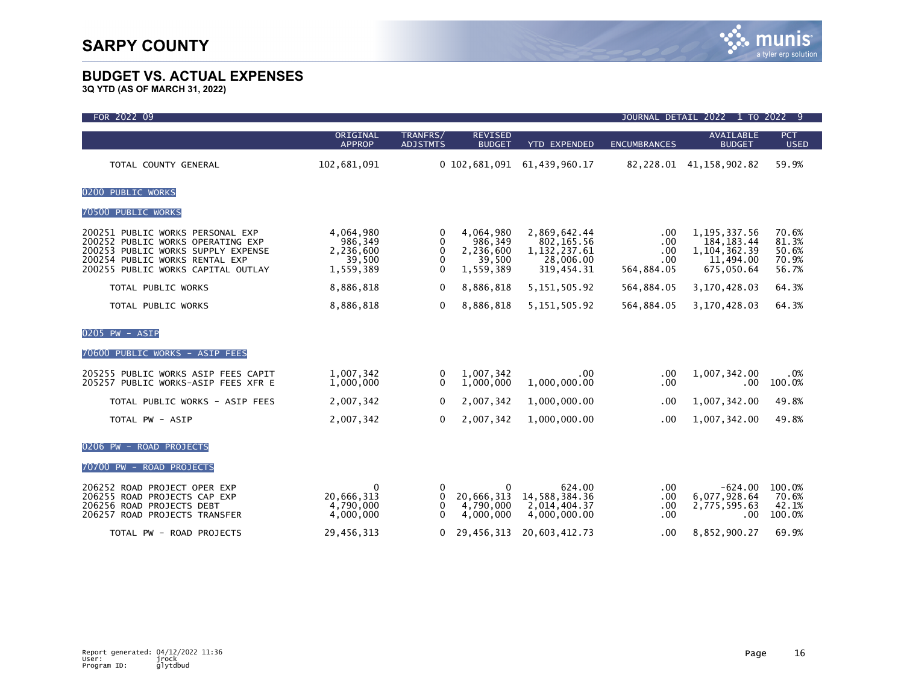# SARPY COUNTY

## BUDGET VS. ACTUAL EXPENSES

**3Q YTD (AS OF MARCH 31, 2022)**

FOR 2022 09 — JOURNAL DETAIL 2022 1 TO 2022 9

| | ORIGINAL APPROP | TRANFRS/ ADJSTMTS | REVISED BUDGET | YTD EXPENDED | ENCUMBRANCES | AVAILABLE BUDGET | PCT USED |
|---|---|---|---|---|---|---|---|
| TOTAL COUNTY GENERAL | 102,681,091 | 0 | 102,681,091 | 61,439,960.17 | 82,228.01 | 41,158,902.82 | 59.9% |
| **0200 PUBLIC WORKS** | | | | | | | |
| **70500 PUBLIC WORKS** | | | | | | | |
| 200251 PUBLIC WORKS PERSONAL EXP | 4,064,980 | 0 | 4,064,980 | 2,869,642.44 | .00 | 1,195,337.56 | 70.6% |
| 200252 PUBLIC WORKS OPERATING EXP | 986,349 | 0 | 986,349 | 802,165.56 | .00 | 184,183.44 | 81.3% |
| 200253 PUBLIC WORKS SUPPLY EXPENSE | 2,236,600 | 0 | 2,236,600 | 1,132,237.61 | .00 | 1,104,362.39 | 50.6% |
| 200254 PUBLIC WORKS RENTAL EXP | 39,500 | 0 | 39,500 | 28,006.00 | .00 | 11,494.00 | 70.9% |
| 200255 PUBLIC WORKS CAPITAL OUTLAY | 1,559,389 | 0 | 1,559,389 | 319,454.31 | 564,884.05 | 675,050.64 | 56.7% |
| TOTAL PUBLIC WORKS | 8,886,818 | 0 | 8,886,818 | 5,151,505.92 | 564,884.05 | 3,170,428.03 | 64.3% |
| TOTAL PUBLIC WORKS | 8,886,818 | 0 | 8,886,818 | 5,151,505.92 | 564,884.05 | 3,170,428.03 | 64.3% |
| **0205 PW - ASIP** | | | | | | | |
| **70600 PUBLIC WORKS - ASIP FEES** | | | | | | | |
| 205255 PUBLIC WORKS ASIP FEES CAPIT | 1,007,342 | 0 | 1,007,342 | .00 | .00 | 1,007,342.00 | .0% |
| 205257 PUBLIC WORKS-ASIP FEES XFR E | 1,000,000 | 0 | 1,000,000 | 1,000,000.00 | .00 | .00 | 100.0% |
| TOTAL PUBLIC WORKS - ASIP FEES | 2,007,342 | 0 | 2,007,342 | 1,000,000.00 | .00 | 1,007,342.00 | 49.8% |
| TOTAL PW - ASIP | 2,007,342 | 0 | 2,007,342 | 1,000,000.00 | .00 | 1,007,342.00 | 49.8% |
| **0206 PW - ROAD PROJECTS** | | | | | | | |
| **70700 PW - ROAD PROJECTS** | | | | | | | |
| 206252 ROAD PROJECT OPER EXP | 0 | 0 | 0 | 624.00 | .00 | -624.00 | 100.0% |
| 206255 ROAD PROJECTS CAP EXP | 20,666,313 | 0 | 20,666,313 | 14,588,384.36 | .00 | 6,077,928.64 | 70.6% |
| 206256 ROAD PROJECTS DEBT | 4,790,000 | 0 | 4,790,000 | 2,014,404.37 | .00 | 2,775,595.63 | 42.1% |
| 206257 ROAD PROJECTS TRANSFER | 4,000,000 | 0 | 4,000,000 | 4,000,000.00 | .00 | .00 | 100.0% |
| TOTAL PW - ROAD PROJECTS | 29,456,313 | 0 | 29,456,313 | 20,603,412.73 | .00 | 8,852,900.27 | 69.9% |

Report generated: 04/12/2022 11:36
User: jrock
Program ID: glytdbud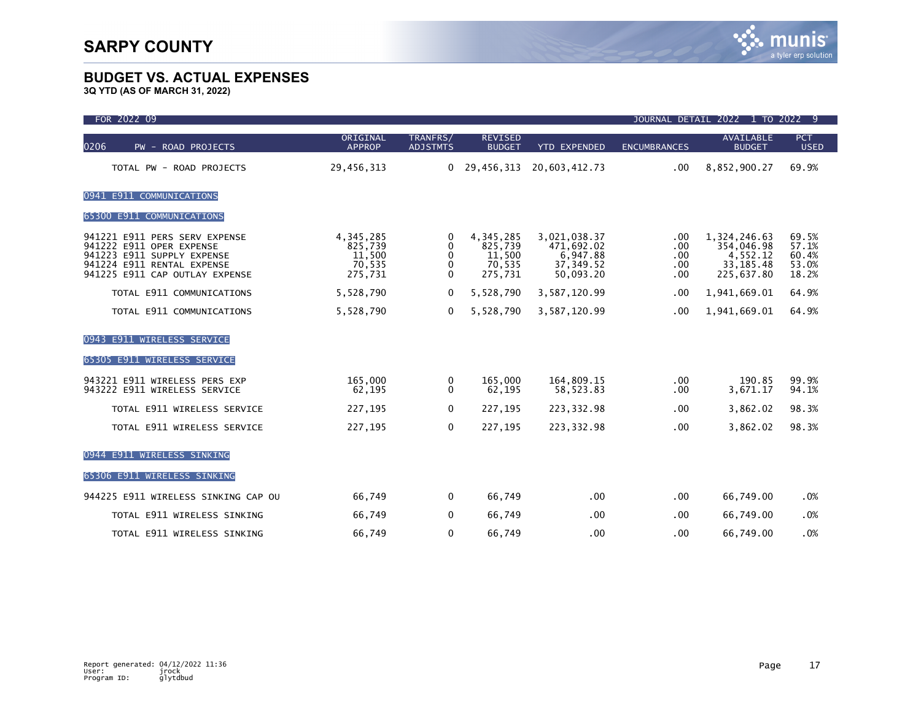# SARPY COUNTY

## BUDGET VS. ACTUAL EXPENSES

**3Q YTD (AS OF MARCH 31, 2022)**

FOR 2022 09 JOURNAL DETAIL 2022 1 TO 2022 9

| 0206 PW - ROAD PROJECTS | ORIGINAL APPROP | TRANFRS/ ADJSTMTS | REVISED BUDGET | YTD EXPENDED | ENCUMBRANCES | AVAILABLE BUDGET | PCT USED |
|---|---|---|---|---|---|---|---|
| TOTAL PW - ROAD PROJECTS | 29,456,313 | 0 | 29,456,313 | 20,603,412.73 | .00 | 8,852,900.27 | 69.9% |
| **0941 E911 COMMUNICATIONS** | | | | | | | |
| **65300 E911 COMMUNICATIONS** | | | | | | | |
| 941221 E911 PERS SERV EXPENSE | 4,345,285 | 0 | 4,345,285 | 3,021,038.37 | .00 | 1,324,246.63 | 69.5% |
| 941222 E911 OPER EXPENSE | 825,739 | 0 | 825,739 | 471,692.02 | .00 | 354,046.98 | 57.1% |
| 941223 E911 SUPPLY EXPENSE | 11,500 | 0 | 11,500 | 6,947.88 | .00 | 4,552.12 | 60.4% |
| 941224 E911 RENTAL EXPENSE | 70,535 | 0 | 70,535 | 37,349.52 | .00 | 33,185.48 | 53.0% |
| 941225 E911 CAP OUTLAY EXPENSE | 275,731 | 0 | 275,731 | 50,093.20 | .00 | 225,637.80 | 18.2% |
| TOTAL E911 COMMUNICATIONS | 5,528,790 | 0 | 5,528,790 | 3,587,120.99 | .00 | 1,941,669.01 | 64.9% |
| TOTAL E911 COMMUNICATIONS | 5,528,790 | 0 | 5,528,790 | 3,587,120.99 | .00 | 1,941,669.01 | 64.9% |
| **0943 E911 WIRELESS SERVICE** | | | | | | | |
| **65305 E911 WIRELESS SERVICE** | | | | | | | |
| 943221 E911 WIRELESS PERS EXP | 165,000 | 0 | 165,000 | 164,809.15 | .00 | 190.85 | 99.9% |
| 943222 E911 WIRELESS SERVICE | 62,195 | 0 | 62,195 | 58,523.83 | .00 | 3,671.17 | 94.1% |
| TOTAL E911 WIRELESS SERVICE | 227,195 | 0 | 227,195 | 223,332.98 | .00 | 3,862.02 | 98.3% |
| TOTAL E911 WIRELESS SERVICE | 227,195 | 0 | 227,195 | 223,332.98 | .00 | 3,862.02 | 98.3% |
| **0944 E911 WIRELESS SINKING** | | | | | | | |
| **65306 E911 WIRELESS SINKING** | | | | | | | |
| 944225 E911 WIRELESS SINKING CAP OU | 66,749 | 0 | 66,749 | .00 | .00 | 66,749.00 | .0% |
| TOTAL E911 WIRELESS SINKING | 66,749 | 0 | 66,749 | .00 | .00 | 66,749.00 | .0% |
| TOTAL E911 WIRELESS SINKING | 66,749 | 0 | 66,749 | .00 | .00 | 66,749.00 | .0% |

Report generated: 04/12/2022 11:36
User: jrock
Program ID: glytdbud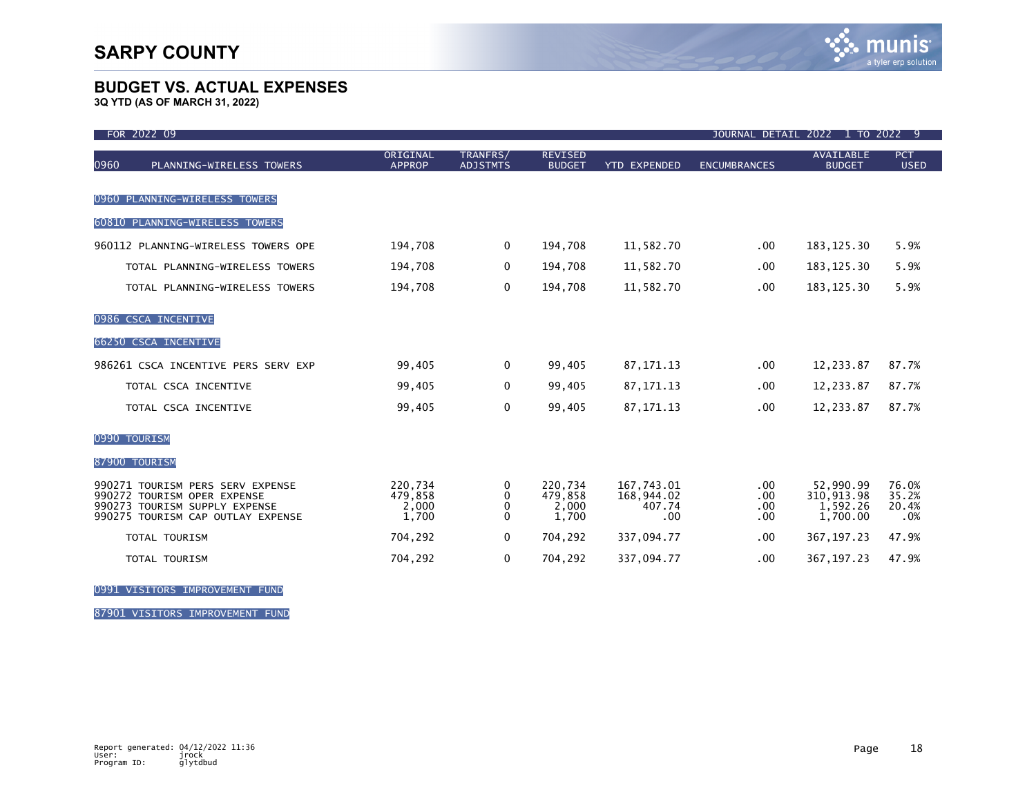# SARPY COUNTY

## BUDGET VS. ACTUAL EXPENSES

**3Q YTD (AS OF MARCH 31, 2022)**

FOR 2022 09 — JOURNAL DETAIL 2022 1 TO 2022 9

| 0960 PLANNING-WIRELESS TOWERS | ORIGINAL APPROP | TRANFRS/ ADJSTMTS | REVISED BUDGET | YTD EXPENDED | ENCUMBRANCES | AVAILABLE BUDGET | PCT USED |
|---|---|---|---|---|---|---|---|
| **0960 PLANNING-WIRELESS TOWERS** | | | | | | | |
| **60810 PLANNING-WIRELESS TOWERS** | | | | | | | |
| 960112 PLANNING-WIRELESS TOWERS OPE | 194,708 | 0 | 194,708 | 11,582.70 | .00 | 183,125.30 | 5.9% |
| TOTAL PLANNING-WIRELESS TOWERS | 194,708 | 0 | 194,708 | 11,582.70 | .00 | 183,125.30 | 5.9% |
| TOTAL PLANNING-WIRELESS TOWERS | 194,708 | 0 | 194,708 | 11,582.70 | .00 | 183,125.30 | 5.9% |
| **0986 CSCA INCENTIVE** | | | | | | | |
| **66250 CSCA INCENTIVE** | | | | | | | |
| 986261 CSCA INCENTIVE PERS SERV EXP | 99,405 | 0 | 99,405 | 87,171.13 | .00 | 12,233.87 | 87.7% |
| TOTAL CSCA INCENTIVE | 99,405 | 0 | 99,405 | 87,171.13 | .00 | 12,233.87 | 87.7% |
| TOTAL CSCA INCENTIVE | 99,405 | 0 | 99,405 | 87,171.13 | .00 | 12,233.87 | 87.7% |
| **0990 TOURISM** | | | | | | | |
| **87900 TOURISM** | | | | | | | |
| 990271 TOURISM PERS SERV EXPENSE | 220,734 | 0 | 220,734 | 167,743.01 | .00 | 52,990.99 | 76.0% |
| 990272 TOURISM OPER EXPENSE | 479,858 | 0 | 479,858 | 168,944.02 | .00 | 310,913.98 | 35.2% |
| 990273 TOURISM SUPPLY EXPENSE | 2,000 | 0 | 2,000 | 407.74 | .00 | 1,592.26 | 20.4% |
| 990275 TOURISM CAP OUTLAY EXPENSE | 1,700 | 0 | 1,700 | .00 | .00 | 1,700.00 | .0% |
| TOTAL TOURISM | 704,292 | 0 | 704,292 | 337,094.77 | .00 | 367,197.23 | 47.9% |
| TOTAL TOURISM | 704,292 | 0 | 704,292 | 337,094.77 | .00 | 367,197.23 | 47.9% |
| **0991 VISITORS IMPROVEMENT FUND** | | | | | | | |
| **87901 VISITORS IMPROVEMENT FUND** | | | | | | | |

Report generated: 04/12/2022 11:36
User: jrock
Program ID: glytdbud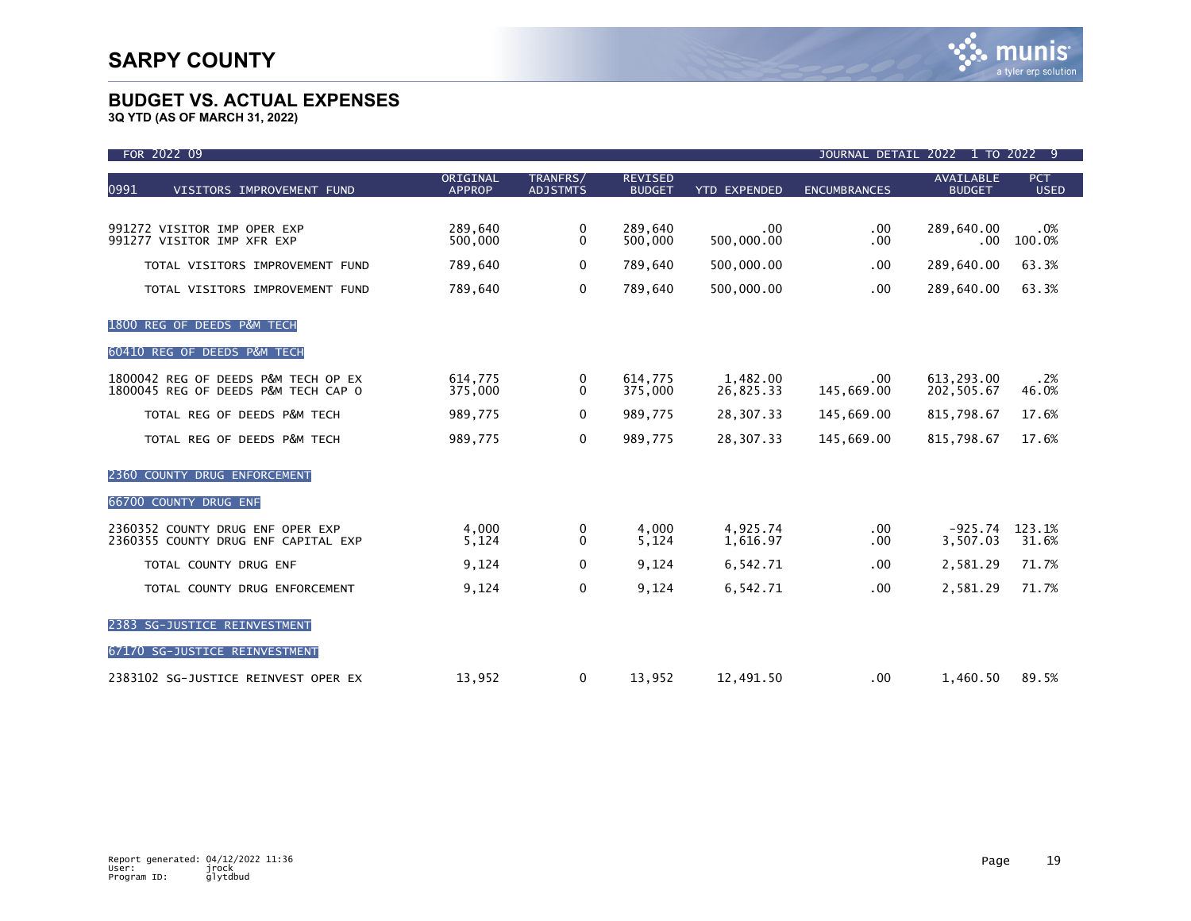# SARPY COUNTY

## BUDGET VS. ACTUAL EXPENSES

**3Q YTD (AS OF MARCH 31, 2022)**

FOR 2022 09 — JOURNAL DETAIL 2022 1 TO 2022 9

| 0991 VISITORS IMPROVEMENT FUND | ORIGINAL APPROP | TRANFRS/ ADJSTMTS | REVISED BUDGET | YTD EXPENDED | ENCUMBRANCES | AVAILABLE BUDGET | PCT USED |
|---|---|---|---|---|---|---|---|
| 991272 VISITOR IMP OPER EXP | 289,640 | 0 | 289,640 | .00 | .00 | 289,640.00 | .0% |
| 991277 VISITOR IMP XFR EXP | 500,000 | 0 | 500,000 | 500,000.00 | .00 | .00 | 100.0% |
| TOTAL VISITORS IMPROVEMENT FUND | 789,640 | 0 | 789,640 | 500,000.00 | .00 | 289,640.00 | 63.3% |
| TOTAL VISITORS IMPROVEMENT FUND | 789,640 | 0 | 789,640 | 500,000.00 | .00 | 289,640.00 | 63.3% |
| **1800 REG OF DEEDS P&M TECH** | | | | | | | |
| **60410 REG OF DEEDS P&M TECH** | | | | | | | |
| 1800042 REG OF DEEDS P&M TECH OP EX | 614,775 | 0 | 614,775 | 1,482.00 | .00 | 613,293.00 | .2% |
| 1800045 REG OF DEEDS P&M TECH CAP O | 375,000 | 0 | 375,000 | 26,825.33 | 145,669.00 | 202,505.67 | 46.0% |
| TOTAL REG OF DEEDS P&M TECH | 989,775 | 0 | 989,775 | 28,307.33 | 145,669.00 | 815,798.67 | 17.6% |
| TOTAL REG OF DEEDS P&M TECH | 989,775 | 0 | 989,775 | 28,307.33 | 145,669.00 | 815,798.67 | 17.6% |
| **2360 COUNTY DRUG ENFORCEMENT** | | | | | | | |
| **66700 COUNTY DRUG ENF** | | | | | | | |
| 2360352 COUNTY DRUG ENF OPER EXP | 4,000 | 0 | 4,000 | 4,925.74 | .00 | -925.74 | 123.1% |
| 2360355 COUNTY DRUG ENF CAPITAL EXP | 5,124 | 0 | 5,124 | 1,616.97 | .00 | 3,507.03 | 31.6% |
| TOTAL COUNTY DRUG ENF | 9,124 | 0 | 9,124 | 6,542.71 | .00 | 2,581.29 | 71.7% |
| TOTAL COUNTY DRUG ENFORCEMENT | 9,124 | 0 | 9,124 | 6,542.71 | .00 | 2,581.29 | 71.7% |
| **2383 SG-JUSTICE REINVESTMENT** | | | | | | | |
| **67170 SG-JUSTICE REINVESTMENT** | | | | | | | |
| 2383102 SG-JUSTICE REINVEST OPER EX | 13,952 | 0 | 13,952 | 12,491.50 | .00 | 1,460.50 | 89.5% |

Report generated: 04/12/2022 11:36
User: jrock
Program ID: glytdbud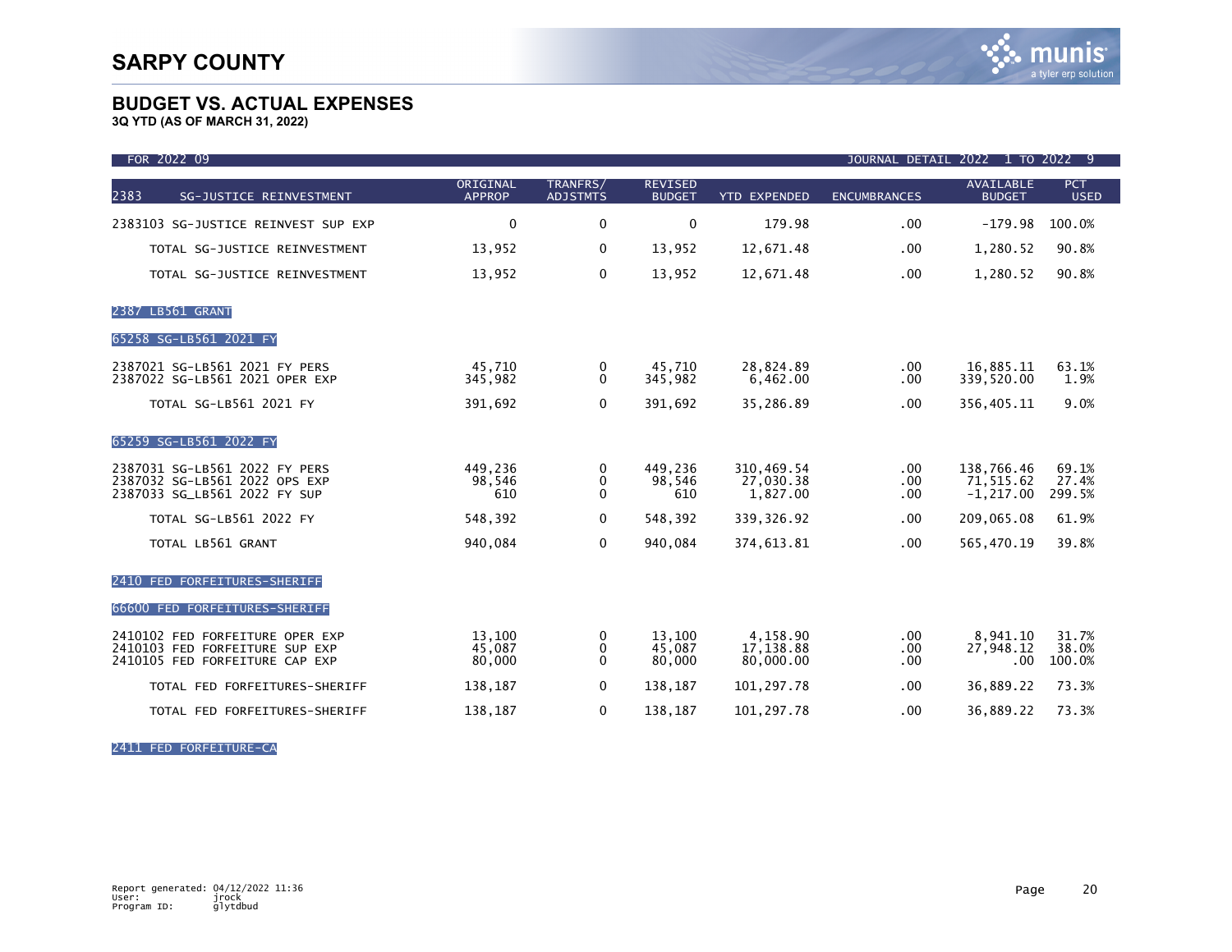# SARPY COUNTY

## BUDGET VS. ACTUAL EXPENSES

**3Q YTD (AS OF MARCH 31, 2022)**

FOR 2022 09 — JOURNAL DETAIL 2022 1 TO 2022 9

| 2383 SG-JUSTICE REINVESTMENT | ORIGINAL APPROP | TRANFRS/ ADJSTMTS | REVISED BUDGET | YTD EXPENDED | ENCUMBRANCES | AVAILABLE BUDGET | PCT USED |
|---|---|---|---|---|---|---|---|
| 2383103 SG-JUSTICE REINVEST SUP EXP | 0 | 0 | 0 | 179.98 | .00 | -179.98 | 100.0% |
| TOTAL SG-JUSTICE REINVESTMENT | 13,952 | 0 | 13,952 | 12,671.48 | .00 | 1,280.52 | 90.8% |
| TOTAL SG-JUSTICE REINVESTMENT | 13,952 | 0 | 13,952 | 12,671.48 | .00 | 1,280.52 | 90.8% |
| **2387 LB561 GRANT** | | | | | | | |
| **65258 SG-LB561 2021 FY** | | | | | | | |
| 2387021 SG-LB561 2021 FY PERS | 45,710 | 0 | 45,710 | 28,824.89 | .00 | 16,885.11 | 63.1% |
| 2387022 SG-LB561 2021 OPER EXP | 345,982 | 0 | 345,982 | 6,462.00 | .00 | 339,520.00 | 1.9% |
| TOTAL SG-LB561 2021 FY | 391,692 | 0 | 391,692 | 35,286.89 | .00 | 356,405.11 | 9.0% |
| **65259 SG-LB561 2022 FY** | | | | | | | |
| 2387031 SG-LB561 2022 FY PERS | 449,236 | 0 | 449,236 | 310,469.54 | .00 | 138,766.46 | 69.1% |
| 2387032 SG-LB561 2022 OPS EXP | 98,546 | 0 | 98,546 | 27,030.38 | .00 | 71,515.62 | 27.4% |
| 2387033 SG_LB561 2022 FY SUP | 610 | 0 | 610 | 1,827.00 | .00 | -1,217.00 | 299.5% |
| TOTAL SG-LB561 2022 FY | 548,392 | 0 | 548,392 | 339,326.92 | .00 | 209,065.08 | 61.9% |
| TOTAL LB561 GRANT | 940,084 | 0 | 940,084 | 374,613.81 | .00 | 565,470.19 | 39.8% |
| **2410 FED FORFEITURES-SHERIFF** | | | | | | | |
| **66600 FED FORFEITURES-SHERIFF** | | | | | | | |
| 2410102 FED FORFEITURE OPER EXP | 13,100 | 0 | 13,100 | 4,158.90 | .00 | 8,941.10 | 31.7% |
| 2410103 FED FORFEITURE SUP EXP | 45,087 | 0 | 45,087 | 17,138.88 | .00 | 27,948.12 | 38.0% |
| 2410105 FED FORFEITURE CAP EXP | 80,000 | 0 | 80,000 | 80,000.00 | .00 | .00 | 100.0% |
| TOTAL FED FORFEITURES-SHERIFF | 138,187 | 0 | 138,187 | 101,297.78 | .00 | 36,889.22 | 73.3% |
| TOTAL FED FORFEITURES-SHERIFF | 138,187 | 0 | 138,187 | 101,297.78 | .00 | 36,889.22 | 73.3% |
| **2411 FED FORFEITURE-CA** | | | | | | | |

Report generated: 04/12/2022 11:36
User: jrock
Program ID: glytdbud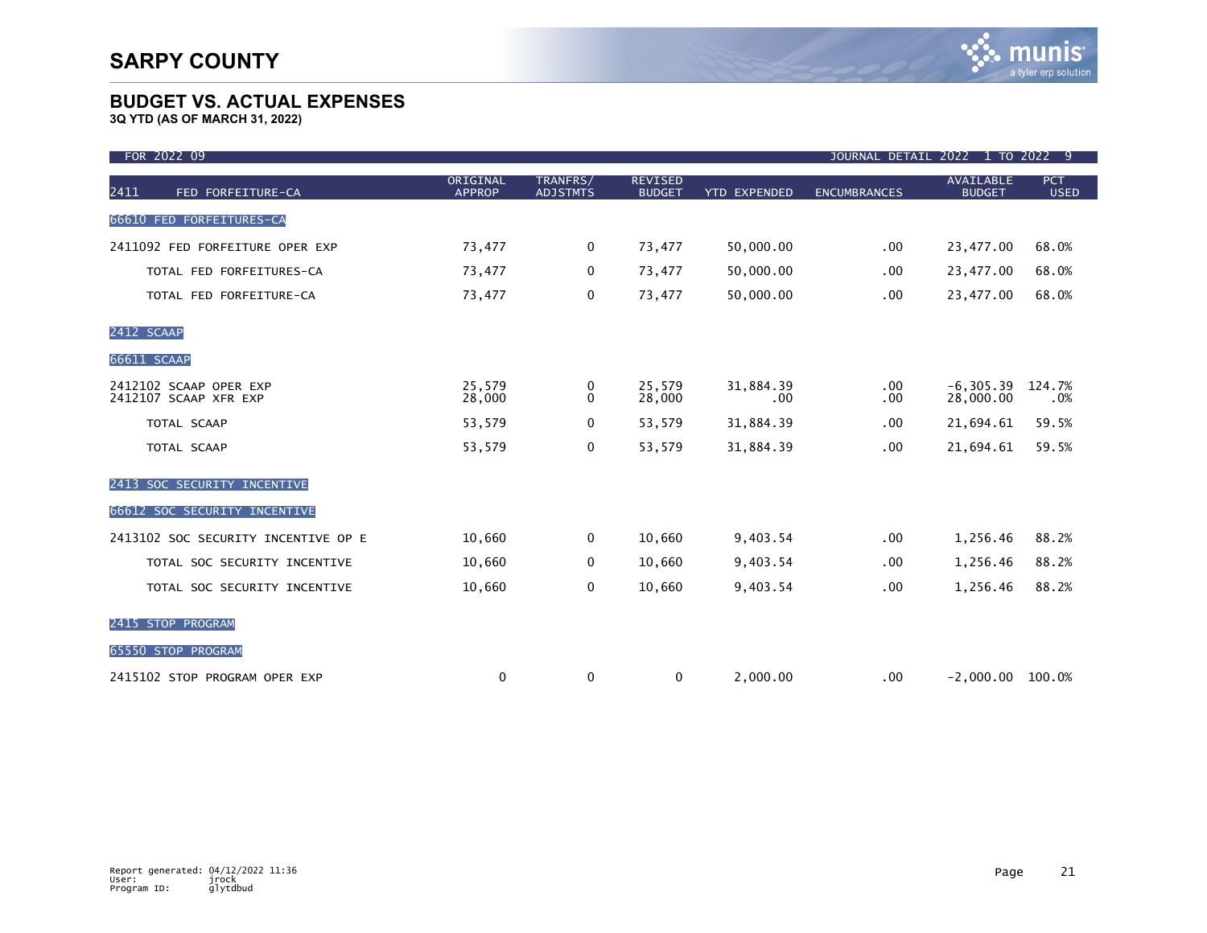# SARPY COUNTY

## BUDGET VS. ACTUAL EXPENSES

**3Q YTD (AS OF MARCH 31, 2022)**

FOR 2022 09 — JOURNAL DETAIL 2022 1 TO 2022 9

| 2411 FED FORFEITURE-CA | ORIGINAL APPROP | TRANFRS/ ADJSTMTS | REVISED BUDGET | YTD EXPENDED | ENCUMBRANCES | AVAILABLE BUDGET | PCT USED |
|---|---|---|---|---|---|---|---|
| **66610 FED FORFEITURES-CA** | | | | | | | |
| 2411092 FED FORFEITURE OPER EXP | 73,477 | 0 | 73,477 | 50,000.00 | .00 | 23,477.00 | 68.0% |
| TOTAL FED FORFEITURES-CA | 73,477 | 0 | 73,477 | 50,000.00 | .00 | 23,477.00 | 68.0% |
| TOTAL FED FORFEITURE-CA | 73,477 | 0 | 73,477 | 50,000.00 | .00 | 23,477.00 | 68.0% |
| **2412 SCAAP** | | | | | | | |
| **66611 SCAAP** | | | | | | | |
| 2412102 SCAAP OPER EXP | 25,579 | 0 | 25,579 | 31,884.39 | .00 | -6,305.39 | 124.7% |
| 2412107 SCAAP XFR EXP | 28,000 | 0 | 28,000 | .00 | .00 | 28,000.00 | .0% |
| TOTAL SCAAP | 53,579 | 0 | 53,579 | 31,884.39 | .00 | 21,694.61 | 59.5% |
| TOTAL SCAAP | 53,579 | 0 | 53,579 | 31,884.39 | .00 | 21,694.61 | 59.5% |
| **2413 SOC SECURITY INCENTIVE** | | | | | | | |
| **66612 SOC SECURITY INCENTIVE** | | | | | | | |
| 2413102 SOC SECURITY INCENTIVE OP E | 10,660 | 0 | 10,660 | 9,403.54 | .00 | 1,256.46 | 88.2% |
| TOTAL SOC SECURITY INCENTIVE | 10,660 | 0 | 10,660 | 9,403.54 | .00 | 1,256.46 | 88.2% |
| TOTAL SOC SECURITY INCENTIVE | 10,660 | 0 | 10,660 | 9,403.54 | .00 | 1,256.46 | 88.2% |
| **2415 STOP PROGRAM** | | | | | | | |
| **65550 STOP PROGRAM** | | | | | | | |
| 2415102 STOP PROGRAM OPER EXP | 0 | 0 | 0 | 2,000.00 | .00 | -2,000.00 | 100.0% |

Report generated: 04/12/2022 11:36
User: jrock
Program ID: glytdbud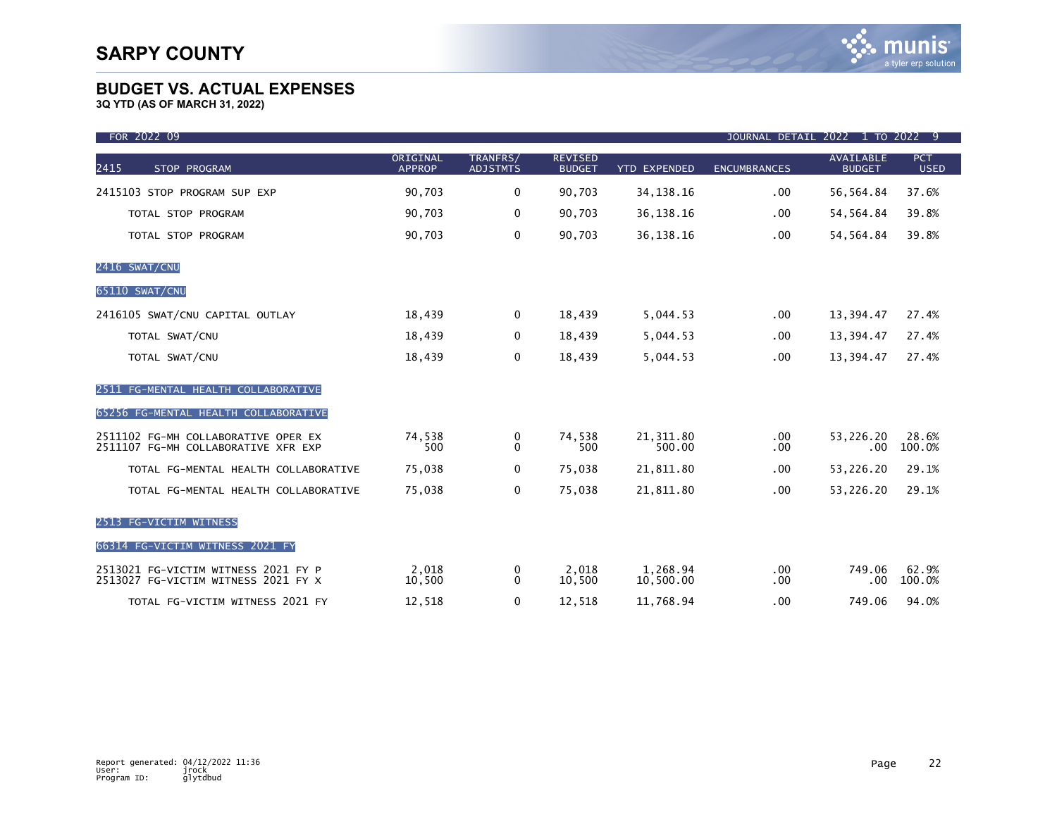# SARPY COUNTY

## BUDGET VS. ACTUAL EXPENSES

**3Q YTD (AS OF MARCH 31, 2022)**

FOR 2022 09 — JOURNAL DETAIL 2022 1 TO 2022 9

| 2415 STOP PROGRAM | ORIGINAL APPROP | TRANFRS/ ADJSTMTS | REVISED BUDGET | YTD EXPENDED | ENCUMBRANCES | AVAILABLE BUDGET | PCT USED |
|---|---|---|---|---|---|---|---|
| 2415103 STOP PROGRAM SUP EXP | 90,703 | 0 | 90,703 | 34,138.16 | .00 | 56,564.84 | 37.6% |
| TOTAL STOP PROGRAM | 90,703 | 0 | 90,703 | 36,138.16 | .00 | 54,564.84 | 39.8% |
| TOTAL STOP PROGRAM | 90,703 | 0 | 90,703 | 36,138.16 | .00 | 54,564.84 | 39.8% |
| **2416 SWAT/CNU** | | | | | | | |
| **65110 SWAT/CNU** | | | | | | | |
| 2416105 SWAT/CNU CAPITAL OUTLAY | 18,439 | 0 | 18,439 | 5,044.53 | .00 | 13,394.47 | 27.4% |
| TOTAL SWAT/CNU | 18,439 | 0 | 18,439 | 5,044.53 | .00 | 13,394.47 | 27.4% |
| TOTAL SWAT/CNU | 18,439 | 0 | 18,439 | 5,044.53 | .00 | 13,394.47 | 27.4% |
| **2511 FG-MENTAL HEALTH COLLABORATIVE** | | | | | | | |
| **65256 FG-MENTAL HEALTH COLLABORATIVE** | | | | | | | |
| 2511102 FG-MH COLLABORATIVE OPER EX | 74,538 | 0 | 74,538 | 21,311.80 | .00 | 53,226.20 | 28.6% |
| 2511107 FG-MH COLLABORATIVE XFR EXP | 500 | 0 | 500 | 500.00 | .00 | .00 | 100.0% |
| TOTAL FG-MENTAL HEALTH COLLABORATIVE | 75,038 | 0 | 75,038 | 21,811.80 | .00 | 53,226.20 | 29.1% |
| TOTAL FG-MENTAL HEALTH COLLABORATIVE | 75,038 | 0 | 75,038 | 21,811.80 | .00 | 53,226.20 | 29.1% |
| **2513 FG-VICTIM WITNESS** | | | | | | | |
| **66314 FG-VICTIM WITNESS 2021 FY** | | | | | | | |
| 2513021 FG-VICTIM WITNESS 2021 FY P | 2,018 | 0 | 2,018 | 1,268.94 | .00 | 749.06 | 62.9% |
| 2513027 FG-VICTIM WITNESS 2021 FY X | 10,500 | 0 | 10,500 | 10,500.00 | .00 | .00 | 100.0% |
| TOTAL FG-VICTIM WITNESS 2021 FY | 12,518 | 0 | 12,518 | 11,768.94 | .00 | 749.06 | 94.0% |

Report generated: 04/12/2022 11:36
User: jrock
Program ID: glytdbud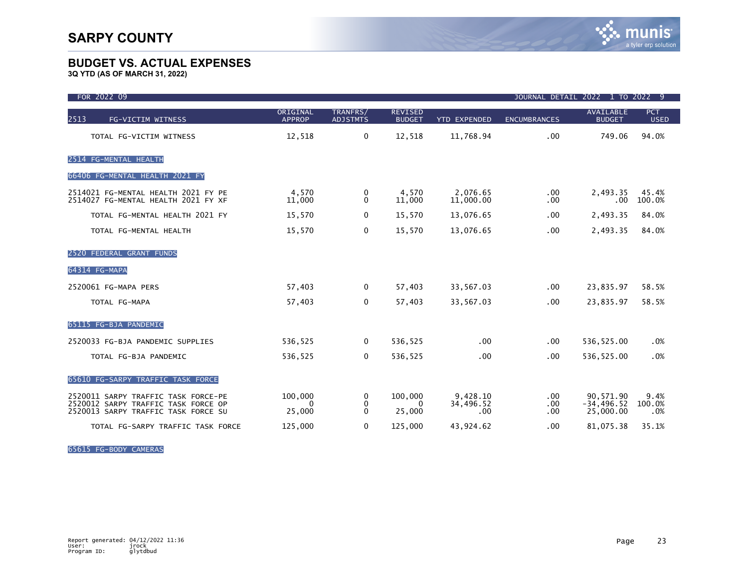# SARPY COUNTY

## BUDGET VS. ACTUAL EXPENSES

**3Q YTD (AS OF MARCH 31, 2022)**

FOR 2022 09 — JOURNAL DETAIL 2022 1 TO 2022 9

| 2513 FG-VICTIM WITNESS | ORIGINAL APPROP | TRANFRS/ ADJSTMTS | REVISED BUDGET | YTD EXPENDED | ENCUMBRANCES | AVAILABLE BUDGET | PCT USED |
|---|---|---|---|---|---|---|---|
| TOTAL FG-VICTIM WITNESS | 12,518 | 0 | 12,518 | 11,768.94 | .00 | 749.06 | 94.0% |
| **2514 FG-MENTAL HEALTH** | | | | | | | |
| **66406 FG-MENTAL HEALTH 2021 FY** | | | | | | | |
| 2514021 FG-MENTAL HEALTH 2021 FY PE | 4,570 | 0 | 4,570 | 2,076.65 | .00 | 2,493.35 | 45.4% |
| 2514027 FG-MENTAL HEALTH 2021 FY XF | 11,000 | 0 | 11,000 | 11,000.00 | .00 | .00 | 100.0% |
| TOTAL FG-MENTAL HEALTH 2021 FY | 15,570 | 0 | 15,570 | 13,076.65 | .00 | 2,493.35 | 84.0% |
| TOTAL FG-MENTAL HEALTH | 15,570 | 0 | 15,570 | 13,076.65 | .00 | 2,493.35 | 84.0% |
| **2520 FEDERAL GRANT FUNDS** | | | | | | | |
| **64314 FG-MAPA** | | | | | | | |
| 2520061 FG-MAPA PERS | 57,403 | 0 | 57,403 | 33,567.03 | .00 | 23,835.97 | 58.5% |
| TOTAL FG-MAPA | 57,403 | 0 | 57,403 | 33,567.03 | .00 | 23,835.97 | 58.5% |
| **65115 FG-BJA PANDEMIC** | | | | | | | |
| 2520033 FG-BJA PANDEMIC SUPPLIES | 536,525 | 0 | 536,525 | .00 | .00 | 536,525.00 | .0% |
| TOTAL FG-BJA PANDEMIC | 536,525 | 0 | 536,525 | .00 | .00 | 536,525.00 | .0% |
| **65610 FG-SARPY TRAFFIC TASK FORCE** | | | | | | | |
| 2520011 SARPY TRAFFIC TASK FORCE-PE | 100,000 | 0 | 100,000 | 9,428.10 | .00 | 90,571.90 | 9.4% |
| 2520012 SARPY TRAFFIC TASK FORCE OP | 0 | 0 | 0 | 34,496.52 | .00 | -34,496.52 | 100.0% |
| 2520013 SARPY TRAFFIC TASK FORCE SU | 25,000 | 0 | 25,000 | .00 | .00 | 25,000.00 | .0% |
| TOTAL FG-SARPY TRAFFIC TASK FORCE | 125,000 | 0 | 125,000 | 43,924.62 | .00 | 81,075.38 | 35.1% |
| **65615 FG-BODY CAMERAS** | | | | | | | |

Report generated: 04/12/2022 11:36
User: jrock
Program ID: glytdbud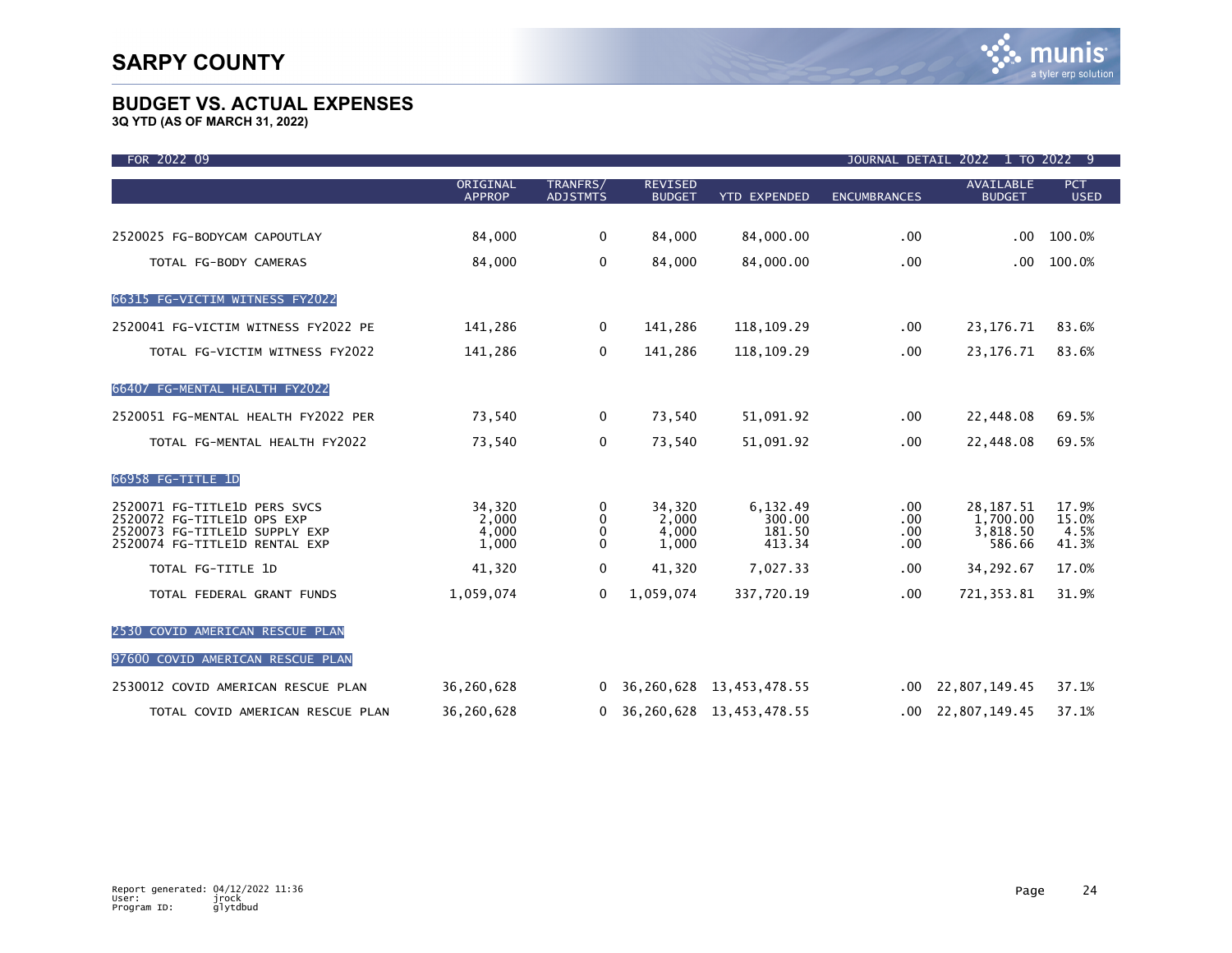# SARPY COUNTY

## BUDGET VS. ACTUAL EXPENSES

**3Q YTD (AS OF MARCH 31, 2022)**

FOR 2022 09 — JOURNAL DETAIL 2022 1 TO 2022 9

| | ORIGINAL APPROP | TRANFRS/ ADJSTMTS | REVISED BUDGET | YTD EXPENDED | ENCUMBRANCES | AVAILABLE BUDGET | PCT USED |
|---|---|---|---|---|---|---|---|
| 2520025 FG-BODYCAM CAPOUTLAY | 84,000 | 0 | 84,000 | 84,000.00 | .00 | .00 | 100.0% |
| TOTAL FG-BODY CAMERAS | 84,000 | 0 | 84,000 | 84,000.00 | .00 | .00 | 100.0% |
| **66315 FG-VICTIM WITNESS FY2022** | | | | | | | |
| 2520041 FG-VICTIM WITNESS FY2022 PE | 141,286 | 0 | 141,286 | 118,109.29 | .00 | 23,176.71 | 83.6% |
| TOTAL FG-VICTIM WITNESS FY2022 | 141,286 | 0 | 141,286 | 118,109.29 | .00 | 23,176.71 | 83.6% |
| **66407 FG-MENTAL HEALTH FY2022** | | | | | | | |
| 2520051 FG-MENTAL HEALTH FY2022 PER | 73,540 | 0 | 73,540 | 51,091.92 | .00 | 22,448.08 | 69.5% |
| TOTAL FG-MENTAL HEALTH FY2022 | 73,540 | 0 | 73,540 | 51,091.92 | .00 | 22,448.08 | 69.5% |
| **66958 FG-TITLE 1D** | | | | | | | |
| 2520071 FG-TITLE1D PERS SVCS | 34,320 | 0 | 34,320 | 6,132.49 | .00 | 28,187.51 | 17.9% |
| 2520072 FG-TITLE1D OPS EXP | 2,000 | 0 | 2,000 | 300.00 | .00 | 1,700.00 | 15.0% |
| 2520073 FG-TITLE1D SUPPLY EXP | 4,000 | 0 | 4,000 | 181.50 | .00 | 3,818.50 | 4.5% |
| 2520074 FG-TITLE1D RENTAL EXP | 1,000 | 0 | 1,000 | 413.34 | .00 | 586.66 | 41.3% |
| TOTAL FG-TITLE 1D | 41,320 | 0 | 41,320 | 7,027.33 | .00 | 34,292.67 | 17.0% |
| TOTAL FEDERAL GRANT FUNDS | 1,059,074 | 0 | 1,059,074 | 337,720.19 | .00 | 721,353.81 | 31.9% |
| **2530 COVID AMERICAN RESCUE PLAN** | | | | | | | |
| **97600 COVID AMERICAN RESCUE PLAN** | | | | | | | |
| 2530012 COVID AMERICAN RESCUE PLAN | 36,260,628 | 0 | 36,260,628 | 13,453,478.55 | .00 | 22,807,149.45 | 37.1% |
| TOTAL COVID AMERICAN RESCUE PLAN | 36,260,628 | 0 | 36,260,628 | 13,453,478.55 | .00 | 22,807,149.45 | 37.1% |

Report generated: 04/12/2022 11:36
User: jrock
Program ID: glytdbud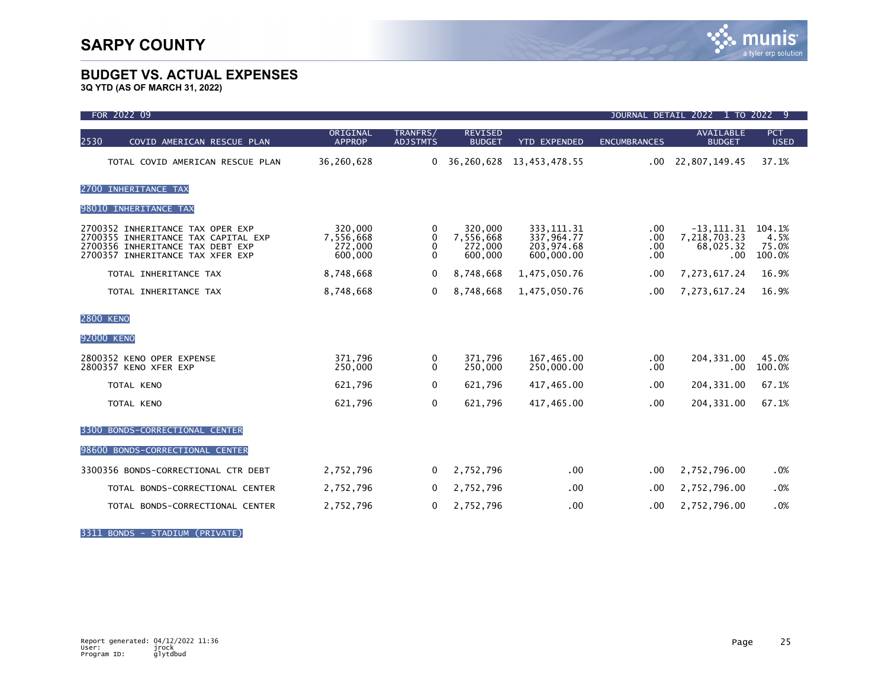# SARPY COUNTY

## BUDGET VS. ACTUAL EXPENSES

**3Q YTD (AS OF MARCH 31, 2022)**

FOR 2022 09 — JOURNAL DETAIL 2022 1 TO 2022 9

| 2530 COVID AMERICAN RESCUE PLAN | ORIGINAL APPROP | TRANFRS/ ADJSTMTS | REVISED BUDGET | YTD EXPENDED | ENCUMBRANCES | AVAILABLE BUDGET | PCT USED |
|---|---|---|---|---|---|---|---|
| TOTAL COVID AMERICAN RESCUE PLAN | 36,260,628 | 0 | 36,260,628 | 13,453,478.55 | .00 | 22,807,149.45 | 37.1% |
| **2700 INHERITANCE TAX** | | | | | | | |
| **98010 INHERITANCE TAX** | | | | | | | |
| 2700352 INHERITANCE TAX OPER EXP | 320,000 | 0 | 320,000 | 333,111.31 | .00 | -13,111.31 | 104.1% |
| 2700355 INHERITANCE TAX CAPITAL EXP | 7,556,668 | 0 | 7,556,668 | 337,964.77 | .00 | 7,218,703.23 | 4.5% |
| 2700356 INHERITANCE TAX DEBT EXP | 272,000 | 0 | 272,000 | 203,974.68 | .00 | 68,025.32 | 75.0% |
| 2700357 INHERITANCE TAX XFER EXP | 600,000 | 0 | 600,000 | 600,000.00 | .00 | .00 | 100.0% |
| TOTAL INHERITANCE TAX | 8,748,668 | 0 | 8,748,668 | 1,475,050.76 | .00 | 7,273,617.24 | 16.9% |
| TOTAL INHERITANCE TAX | 8,748,668 | 0 | 8,748,668 | 1,475,050.76 | .00 | 7,273,617.24 | 16.9% |
| **2800 KENO** | | | | | | | |
| **92000 KENO** | | | | | | | |
| 2800352 KENO OPER EXPENSE | 371,796 | 0 | 371,796 | 167,465.00 | .00 | 204,331.00 | 45.0% |
| 2800357 KENO XFER EXP | 250,000 | 0 | 250,000 | 250,000.00 | .00 | .00 | 100.0% |
| TOTAL KENO | 621,796 | 0 | 621,796 | 417,465.00 | .00 | 204,331.00 | 67.1% |
| TOTAL KENO | 621,796 | 0 | 621,796 | 417,465.00 | .00 | 204,331.00 | 67.1% |
| **3300 BONDS-CORRECTIONAL CENTER** | | | | | | | |
| **98600 BONDS-CORRECTIONAL CENTER** | | | | | | | |
| 3300356 BONDS-CORRECTIONAL CTR DEBT | 2,752,796 | 0 | 2,752,796 | .00 | .00 | 2,752,796.00 | .0% |
| TOTAL BONDS-CORRECTIONAL CENTER | 2,752,796 | 0 | 2,752,796 | .00 | .00 | 2,752,796.00 | .0% |
| TOTAL BONDS-CORRECTIONAL CENTER | 2,752,796 | 0 | 2,752,796 | .00 | .00 | 2,752,796.00 | .0% |
| **3311 BONDS - STADIUM (PRIVATE)** | | | | | | | |

Report generated: 04/12/2022 11:36
User: jrock
Program ID: glytdbud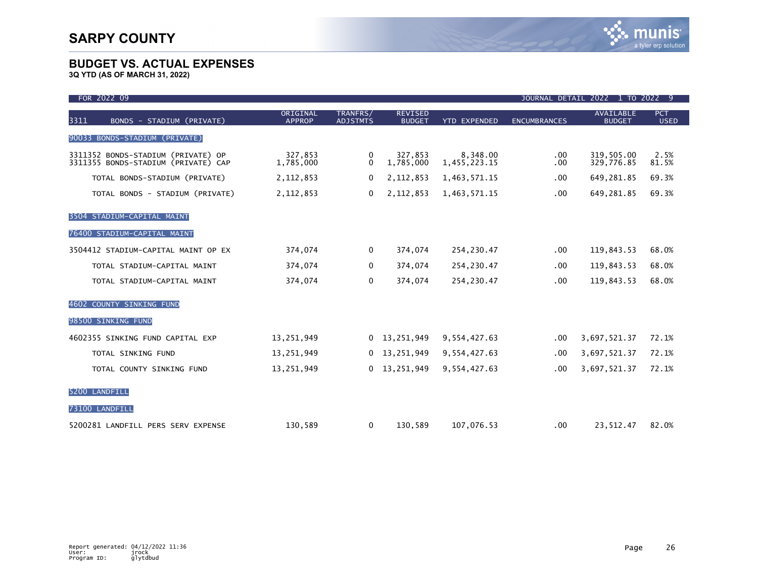# SARPY COUNTY

## BUDGET VS. ACTUAL EXPENSES

**3Q YTD (AS OF MARCH 31, 2022)**

FOR 2022 09 — JOURNAL DETAIL 2022 1 TO 2022 9

| 3311 BONDS - STADIUM (PRIVATE) | ORIGINAL APPROP | TRANFRS/ ADJSTMTS | REVISED BUDGET | YTD EXPENDED | ENCUMBRANCES | AVAILABLE BUDGET | PCT USED |
|---|---|---|---|---|---|---|---|
| 90033 BONDS-STADIUM (PRIVATE) | | | | | | | |
| 3311352 BONDS-STADIUM (PRIVATE) OP | 327,853 | 0 | 327,853 | 8,348.00 | .00 | 319,505.00 | 2.5% |
| 3311355 BONDS-STADIUM (PRIVATE) CAP | 1,785,000 | 0 | 1,785,000 | 1,455,223.15 | .00 | 329,776.85 | 81.5% |
| TOTAL BONDS-STADIUM (PRIVATE) | 2,112,853 | 0 | 2,112,853 | 1,463,571.15 | .00 | 649,281.85 | 69.3% |
| TOTAL BONDS - STADIUM (PRIVATE) | 2,112,853 | 0 | 2,112,853 | 1,463,571.15 | .00 | 649,281.85 | 69.3% |
| 3504 STADIUM-CAPITAL MAINT | | | | | | | |
| 76400 STADIUM-CAPITAL MAINT | | | | | | | |
| 3504412 STADIUM-CAPITAL MAINT OP EX | 374,074 | 0 | 374,074 | 254,230.47 | .00 | 119,843.53 | 68.0% |
| TOTAL STADIUM-CAPITAL MAINT | 374,074 | 0 | 374,074 | 254,230.47 | .00 | 119,843.53 | 68.0% |
| TOTAL STADIUM-CAPITAL MAINT | 374,074 | 0 | 374,074 | 254,230.47 | .00 | 119,843.53 | 68.0% |
| 4602 COUNTY SINKING FUND | | | | | | | |
| 98500 SINKING FUND | | | | | | | |
| 4602355 SINKING FUND CAPITAL EXP | 13,251,949 | 0 | 13,251,949 | 9,554,427.63 | .00 | 3,697,521.37 | 72.1% |
| TOTAL SINKING FUND | 13,251,949 | 0 | 13,251,949 | 9,554,427.63 | .00 | 3,697,521.37 | 72.1% |
| TOTAL COUNTY SINKING FUND | 13,251,949 | 0 | 13,251,949 | 9,554,427.63 | .00 | 3,697,521.37 | 72.1% |
| 5200 LANDFILL | | | | | | | |
| 73100 LANDFILL | | | | | | | |
| 5200281 LANDFILL PERS SERV EXPENSE | 130,589 | 0 | 130,589 | 107,076.53 | .00 | 23,512.47 | 82.0% |

Report generated: 04/12/2022 11:36
User: jrock
Program ID: glytdbud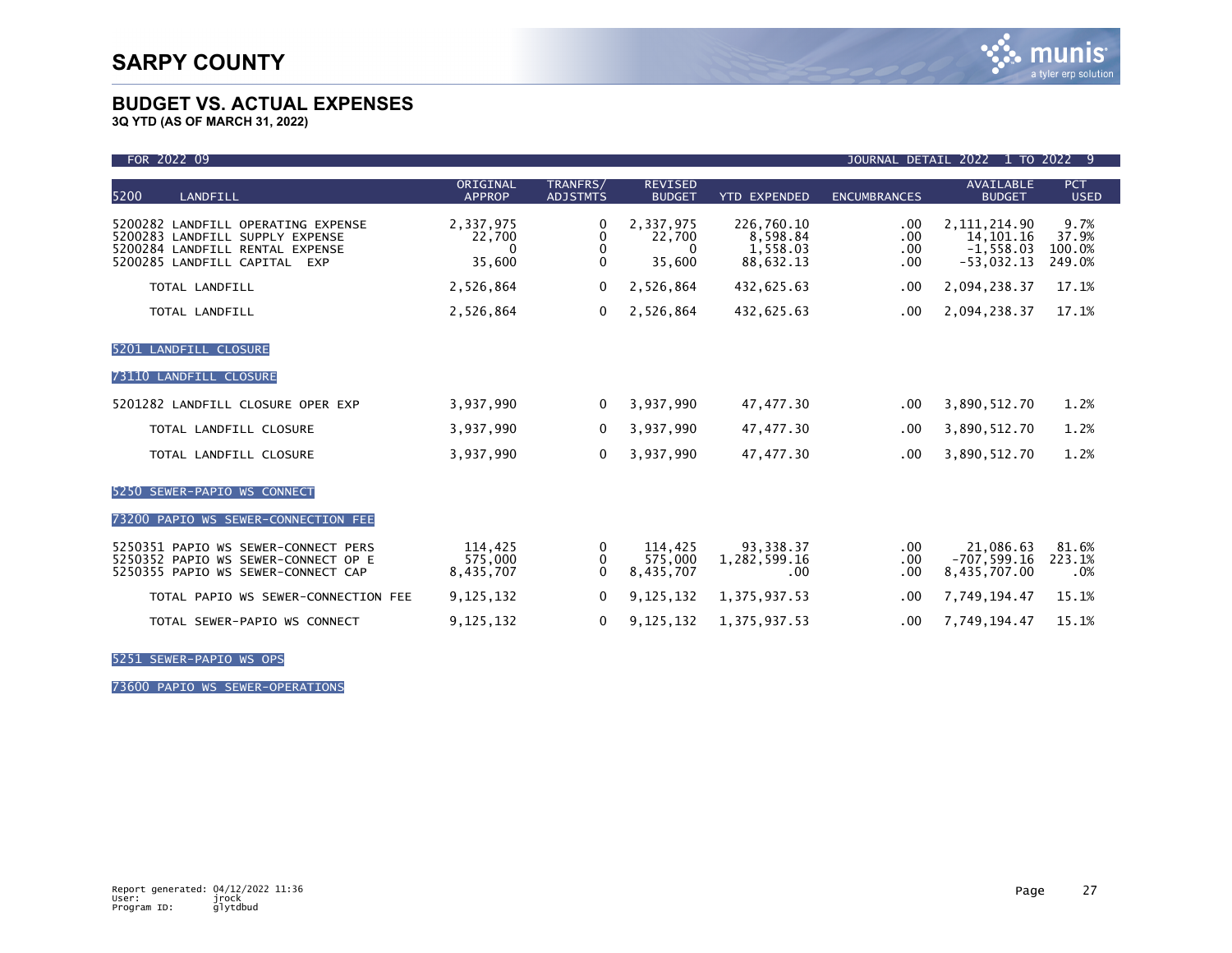# SARPY COUNTY

## BUDGET VS. ACTUAL EXPENSES

**3Q YTD (AS OF MARCH 31, 2022)**

FOR 2022 09 — JOURNAL DETAIL 2022 1 TO 2022 9

| 5200 LANDFILL | ORIGINAL APPROP | TRANFRS/ ADJSTMTS | REVISED BUDGET | YTD EXPENDED | ENCUMBRANCES | AVAILABLE BUDGET | PCT USED |
|---|---|---|---|---|---|---|---|
| 5200282 LANDFILL OPERATING EXPENSE | 2,337,975 | 0 | 2,337,975 | 226,760.10 | .00 | 2,111,214.90 | 9.7% |
| 5200283 LANDFILL SUPPLY EXPENSE | 22,700 | 0 | 22,700 | 8,598.84 | .00 | 14,101.16 | 37.9% |
| 5200284 LANDFILL RENTAL EXPENSE | 0 | 0 | 0 | 1,558.03 | .00 | -1,558.03 | 100.0% |
| 5200285 LANDFILL CAPITAL EXP | 35,600 | 0 | 35,600 | 88,632.13 | .00 | -53,032.13 | 249.0% |
| TOTAL LANDFILL | 2,526,864 | 0 | 2,526,864 | 432,625.63 | .00 | 2,094,238.37 | 17.1% |
| TOTAL LANDFILL | 2,526,864 | 0 | 2,526,864 | 432,625.63 | .00 | 2,094,238.37 | 17.1% |
| **5201 LANDFILL CLOSURE** | | | | | | | |
| **73110 LANDFILL CLOSURE** | | | | | | | |
| 5201282 LANDFILL CLOSURE OPER EXP | 3,937,990 | 0 | 3,937,990 | 47,477.30 | .00 | 3,890,512.70 | 1.2% |
| TOTAL LANDFILL CLOSURE | 3,937,990 | 0 | 3,937,990 | 47,477.30 | .00 | 3,890,512.70 | 1.2% |
| TOTAL LANDFILL CLOSURE | 3,937,990 | 0 | 3,937,990 | 47,477.30 | .00 | 3,890,512.70 | 1.2% |
| **5250 SEWER-PAPIO WS CONNECT** | | | | | | | |
| **73200 PAPIO WS SEWER-CONNECTION FEE** | | | | | | | |
| 5250351 PAPIO WS SEWER-CONNECT PERS | 114,425 | 0 | 114,425 | 93,338.37 | .00 | 21,086.63 | 81.6% |
| 5250352 PAPIO WS SEWER-CONNECT OP E | 575,000 | 0 | 575,000 | 1,282,599.16 | .00 | -707,599.16 | 223.1% |
| 5250355 PAPIO WS SEWER-CONNECT CAP | 8,435,707 | 0 | 8,435,707 | .00 | .00 | 8,435,707.00 | .0% |
| TOTAL PAPIO WS SEWER-CONNECTION FEE | 9,125,132 | 0 | 9,125,132 | 1,375,937.53 | .00 | 7,749,194.47 | 15.1% |
| TOTAL SEWER-PAPIO WS CONNECT | 9,125,132 | 0 | 9,125,132 | 1,375,937.53 | .00 | 7,749,194.47 | 15.1% |
| **5251 SEWER-PAPIO WS OPS** | | | | | | | |
| **73600 PAPIO WS SEWER-OPERATIONS** | | | | | | | |

Report generated: 04/12/2022 11:36
User: jrock
Program ID: glytdbud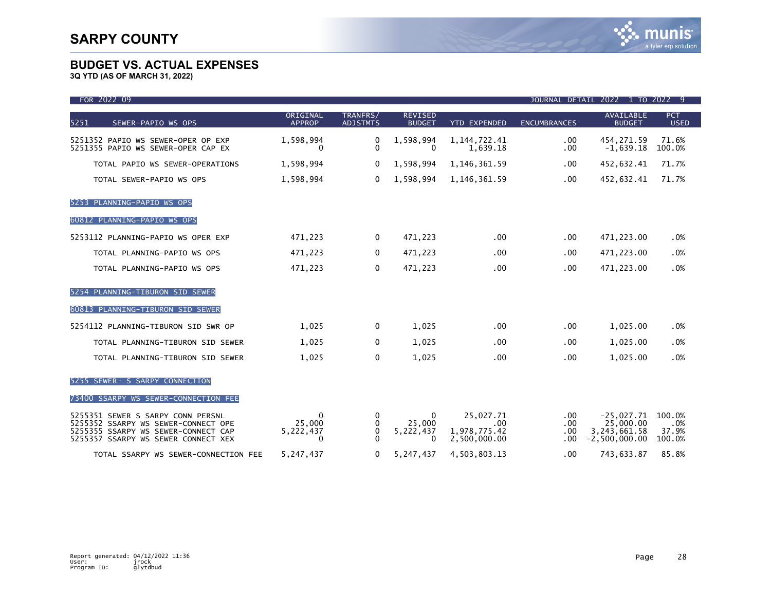# SARPY COUNTY

## BUDGET VS. ACTUAL EXPENSES

**3Q YTD (AS OF MARCH 31, 2022)**

FOR 2022 09 — JOURNAL DETAIL 2022 1 TO 2022 9

| 5251 SEWER-PAPIO WS OPS | ORIGINAL APPROP | TRANFRS/ ADJSTMTS | REVISED BUDGET | YTD EXPENDED | ENCUMBRANCES | AVAILABLE BUDGET | PCT USED |
|---|---|---|---|---|---|---|---|
| 5251352 PAPIO WS SEWER-OPER OP EXP | 1,598,994 | 0 | 1,598,994 | 1,144,722.41 | .00 | 454,271.59 | 71.6% |
| 5251355 PAPIO WS SEWER-OPER CAP EX | 0 | 0 | 0 | 1,639.18 | .00 | -1,639.18 | 100.0% |
| TOTAL PAPIO WS SEWER-OPERATIONS | 1,598,994 | 0 | 1,598,994 | 1,146,361.59 | .00 | 452,632.41 | 71.7% |
| TOTAL SEWER-PAPIO WS OPS | 1,598,994 | 0 | 1,598,994 | 1,146,361.59 | .00 | 452,632.41 | 71.7% |
| 5253 PLANNING-PAPIO WS OPS | | | | | | | |
| 60812 PLANNING-PAPIO WS OPS | | | | | | | |
| 5253112 PLANNING-PAPIO WS OPER EXP | 471,223 | 0 | 471,223 | .00 | .00 | 471,223.00 | .0% |
| TOTAL PLANNING-PAPIO WS OPS | 471,223 | 0 | 471,223 | .00 | .00 | 471,223.00 | .0% |
| TOTAL PLANNING-PAPIO WS OPS | 471,223 | 0 | 471,223 | .00 | .00 | 471,223.00 | .0% |
| 5254 PLANNING-TIBURON SID SEWER | | | | | | | |
| 60813 PLANNING-TIBURON SID SEWER | | | | | | | |
| 5254112 PLANNING-TIBURON SID SWR OP | 1,025 | 0 | 1,025 | .00 | .00 | 1,025.00 | .0% |
| TOTAL PLANNING-TIBURON SID SEWER | 1,025 | 0 | 1,025 | .00 | .00 | 1,025.00 | .0% |
| TOTAL PLANNING-TIBURON SID SEWER | 1,025 | 0 | 1,025 | .00 | .00 | 1,025.00 | .0% |
| 5255 SEWER- S SARPY CONNECTION | | | | | | | |
| 73400 SSARPY WS SEWER-CONNECTION FEE | | | | | | | |
| 5255351 SEWER S SARPY CONN PERSNL | 0 | 0 | 0 | 25,027.71 | .00 | -25,027.71 | 100.0% |
| 5255352 SSARPY WS SEWER-CONNECT OPE | 25,000 | 0 | 25,000 | .00 | .00 | 25,000.00 | .0% |
| 5255355 SSARPY WS SEWER-CONNECT CAP | 5,222,437 | 0 | 5,222,437 | 1,978,775.42 | .00 | 3,243,661.58 | 37.9% |
| 5255357 SSARPY WS SEWER CONNECT XEX | 0 | 0 | 0 | 2,500,000.00 | .00 | -2,500,000.00 | 100.0% |
| TOTAL SSARPY WS SEWER-CONNECTION FEE | 5,247,437 | 0 | 5,247,437 | 4,503,803.13 | .00 | 743,633.87 | 85.8% |

Report generated: 04/12/2022 11:36
User: jrock
Program ID: glytdbud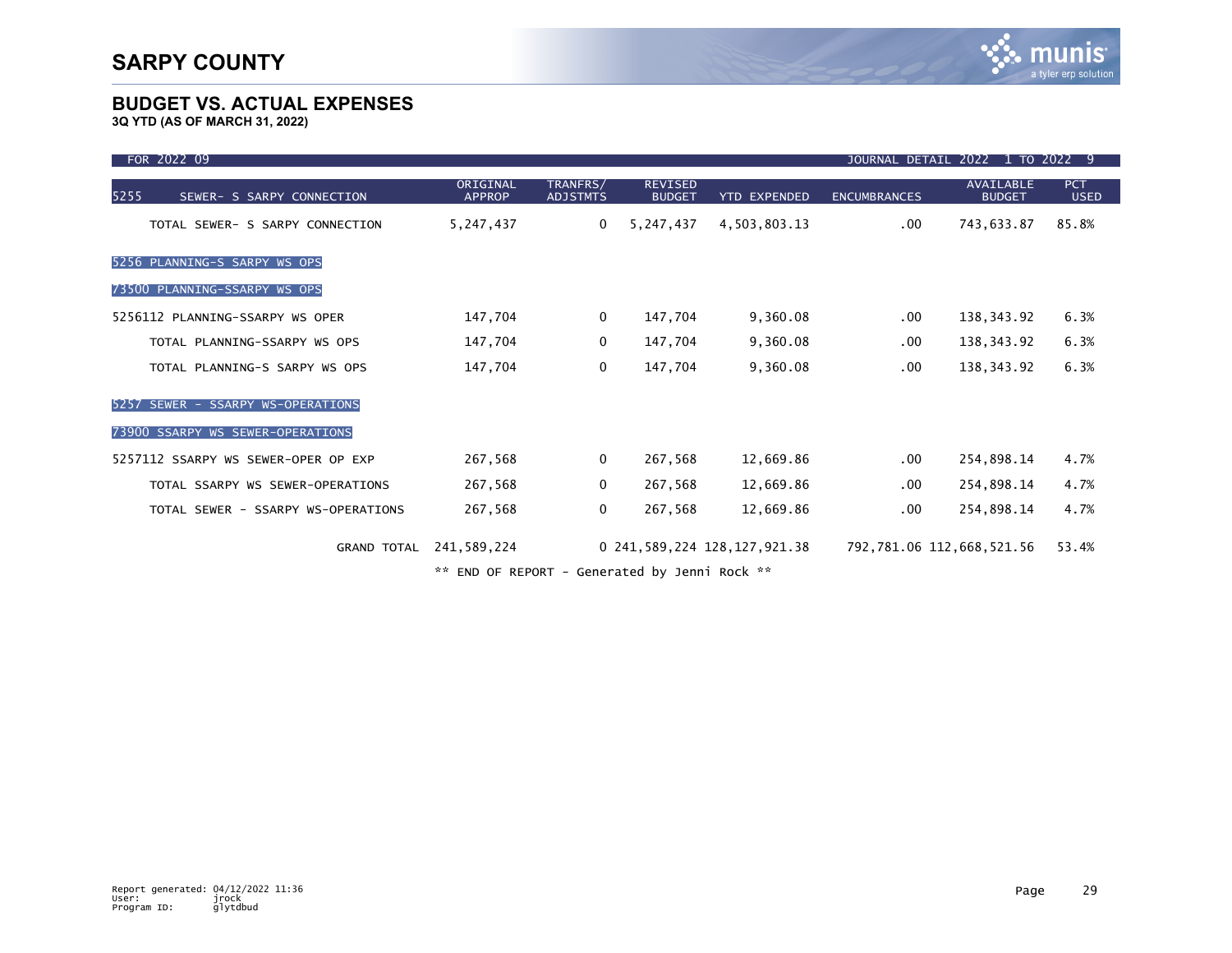# SARPY COUNTY

## BUDGET VS. ACTUAL EXPENSES

**3Q YTD (AS OF MARCH 31, 2022)**

FOR 2022 09 JOURNAL DETAIL 2022 1 TO 2022 9

| 5255 SEWER- S SARPY CONNECTION | ORIGINAL APPROP | TRANFRS/ ADJSTMTS | REVISED BUDGET | YTD EXPENDED | ENCUMBRANCES | AVAILABLE BUDGET | PCT USED |
|---|---|---|---|---|---|---|---|
| TOTAL SEWER- S SARPY CONNECTION | 5,247,437 | 0 | 5,247,437 | 4,503,803.13 | .00 | 743,633.87 | 85.8% |
| 5256 PLANNING-S SARPY WS OPS | | | | | | | |
| 73500 PLANNING-SSARPY WS OPS | | | | | | | |
| 5256112 PLANNING-SSARPY WS OPER | 147,704 | 0 | 147,704 | 9,360.08 | .00 | 138,343.92 | 6.3% |
| TOTAL PLANNING-SSARPY WS OPS | 147,704 | 0 | 147,704 | 9,360.08 | .00 | 138,343.92 | 6.3% |
| TOTAL PLANNING-S SARPY WS OPS | 147,704 | 0 | 147,704 | 9,360.08 | .00 | 138,343.92 | 6.3% |
| 5257 SEWER - SSARPY WS-OPERATIONS | | | | | | | |
| 73900 SSARPY WS SEWER-OPERATIONS | | | | | | | |
| 5257112 SSARPY WS SEWER-OPER OP EXP | 267,568 | 0 | 267,568 | 12,669.86 | .00 | 254,898.14 | 4.7% |
| TOTAL SSARPY WS SEWER-OPERATIONS | 267,568 | 0 | 267,568 | 12,669.86 | .00 | 254,898.14 | 4.7% |
| TOTAL SEWER - SSARPY WS-OPERATIONS | 267,568 | 0 | 267,568 | 12,669.86 | .00 | 254,898.14 | 4.7% |
| GRAND TOTAL | 241,589,224 | 0 | 241,589,224 | 128,127,921.38 | 792,781.06 | 112,668,521.56 | 53.4% |

** END OF REPORT - Generated by Jenni Rock **

Report generated: 04/12/2022 11:36
User: jrock
Program ID: glytdbud